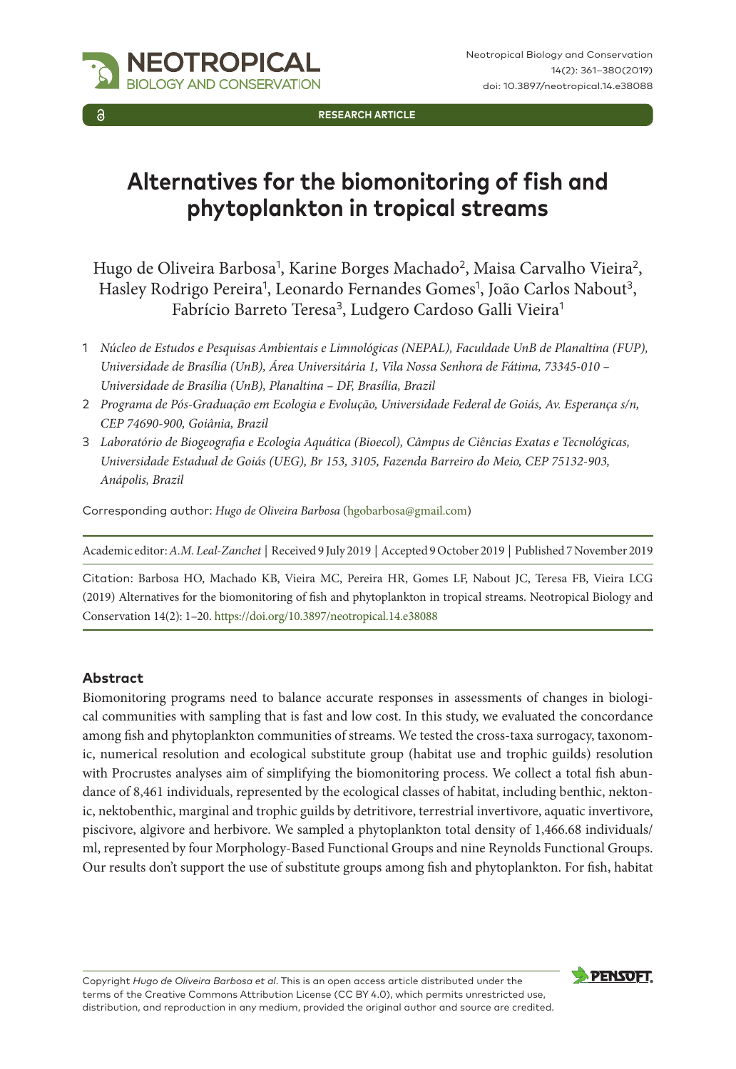RESEARCH ARTICLE

# Alternatives for the biomonitoring of fish and phytoplankton in tropical streams

Hugo de Oliveira Barbosa[1], Karine Borges Machado[2], Maisa Carvalho Vieira[2], Hasley Rodrigo Pereira[1], Leonardo Fernandes Gomes[1], João Carlos Nabout[3], Fabrício Barreto Teresa[3], Ludgero Cardoso Galli Vieira[1]

1 *Núcleo de Estudos e Pesquisas Ambientais e Limnológicas (NEPAL), Faculdade UnB de Planaltina (FUP), Universidade de Brasília (UnB), Área Universitária 1, Vila Nossa Senhora de Fátima, 73345-010 – Universidade de Brasília (UnB), Planaltina – DF, Brasília, Brazil*

2 *Programa de Pós-Graduação em Ecologia e Evolução, Universidade Federal de Goiás, Av. Esperança s/n, CEP 74690-900, Goiânia, Brazil*

3 *Laboratório de Biogeografia e Ecologia Aquática (Bioecol), Câmpus de Ciências Exatas e Tecnológicas, Universidade Estadual de Goiás (UEG), Br 153, 3105, Fazenda Barreiro do Meio, CEP 75132-903, Anápolis, Brazil*

Corresponding author: *Hugo de Oliveira Barbosa* (hgobarbosa@gmail.com)

Academic editor: *A.M. Leal-Zanchet* | Received 9 July 2019 | Accepted 9 October 2019 | Published 7 November 2019

Citation: Barbosa HO, Machado KB, Vieira MC, Pereira HR, Gomes LF, Nabout JC, Teresa FB, Vieira LCG (2019) Alternatives for the biomonitoring of fish and phytoplankton in tropical streams. Neotropical Biology and Conservation 14(2): 1–20. https://doi.org/10.3897/neotropical.14.e38088

## Abstract

Biomonitoring programs need to balance accurate responses in assessments of changes in biological communities with sampling that is fast and low cost. In this study, we evaluated the concordance among fish and phytoplankton communities of streams. We tested the cross-taxa surrogacy, taxonomic, numerical resolution and ecological substitute group (habitat use and trophic guilds) resolution with Procrustes analyses aim of simplifying the biomonitoring process. We collect a total fish abundance of 8,461 individuals, represented by the ecological classes of habitat, including benthic, nektonic, nektobenthic, marginal and trophic guilds by detritivore, terrestrial invertivore, aquatic invertivore, piscivore, algivore and herbivore. We sampled a phytoplankton total density of 1,466.68 individuals/ml, represented by four Morphology-Based Functional Groups and nine Reynolds Functional Groups. Our results don't support the use of substitute groups among fish and phytoplankton. For fish, habitat

Copyright *Hugo de Oliveira Barbosa et al*. This is an open access article distributed under the terms of the Creative Commons Attribution License (CC BY 4.0), which permits unrestricted use, distribution, and reproduction in any medium, provided the original author and source are credited.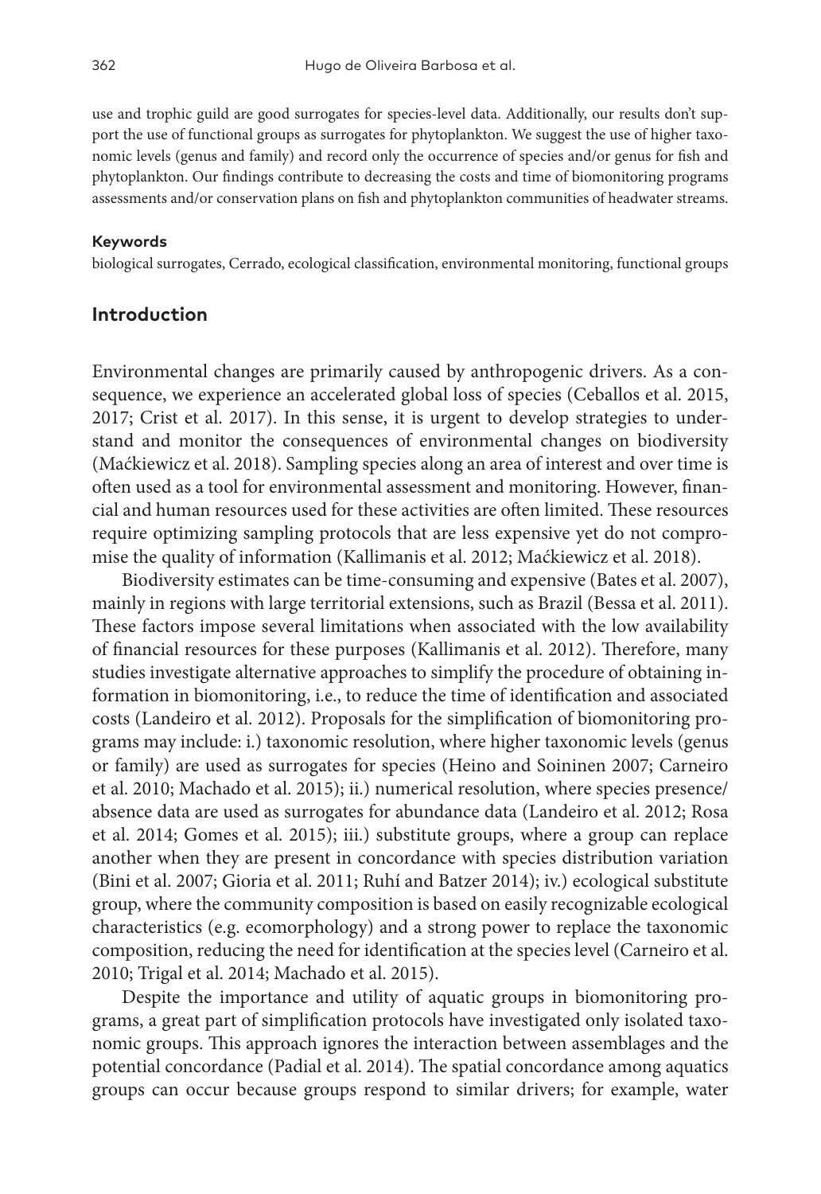use and trophic guild are good surrogates for species-level data. Additionally, our results don't support the use of functional groups as surrogates for phytoplankton. We suggest the use of higher taxonomic levels (genus and family) and record only the occurrence of species and/or genus for fish and phytoplankton. Our findings contribute to decreasing the costs and time of biomonitoring programs assessments and/or conservation plans on fish and phytoplankton communities of headwater streams.

#### Keywords

biological surrogates, Cerrado, ecological classification, environmental monitoring, functional groups

## Introduction

Environmental changes are primarily caused by anthropogenic drivers. As a consequence, we experience an accelerated global loss of species (Ceballos et al. 2015, 2017; Crist et al. 2017). In this sense, it is urgent to develop strategies to understand and monitor the consequences of environmental changes on biodiversity (Maćkiewicz et al. 2018). Sampling species along an area of interest and over time is often used as a tool for environmental assessment and monitoring. However, financial and human resources used for these activities are often limited. These resources require optimizing sampling protocols that are less expensive yet do not compromise the quality of information (Kallimanis et al. 2012; Maćkiewicz et al. 2018).

Biodiversity estimates can be time-consuming and expensive (Bates et al. 2007), mainly in regions with large territorial extensions, such as Brazil (Bessa et al. 2011). These factors impose several limitations when associated with the low availability of financial resources for these purposes (Kallimanis et al. 2012). Therefore, many studies investigate alternative approaches to simplify the procedure of obtaining information in biomonitoring, i.e., to reduce the time of identification and associated costs (Landeiro et al. 2012). Proposals for the simplification of biomonitoring programs may include: i.) taxonomic resolution, where higher taxonomic levels (genus or family) are used as surrogates for species (Heino and Soininen 2007; Carneiro et al. 2010; Machado et al. 2015); ii.) numerical resolution, where species presence/absence data are used as surrogates for abundance data (Landeiro et al. 2012; Rosa et al. 2014; Gomes et al. 2015); iii.) substitute groups, where a group can replace another when they are present in concordance with species distribution variation (Bini et al. 2007; Gioria et al. 2011; Ruhí and Batzer 2014); iv.) ecological substitute group, where the community composition is based on easily recognizable ecological characteristics (e.g. ecomorphology) and a strong power to replace the taxonomic composition, reducing the need for identification at the species level (Carneiro et al. 2010; Trigal et al. 2014; Machado et al. 2015).

Despite the importance and utility of aquatic groups in biomonitoring programs, a great part of simplification protocols have investigated only isolated taxonomic groups. This approach ignores the interaction between assemblages and the potential concordance (Padial et al. 2014). The spatial concordance among aquatics groups can occur because groups respond to similar drivers; for example, water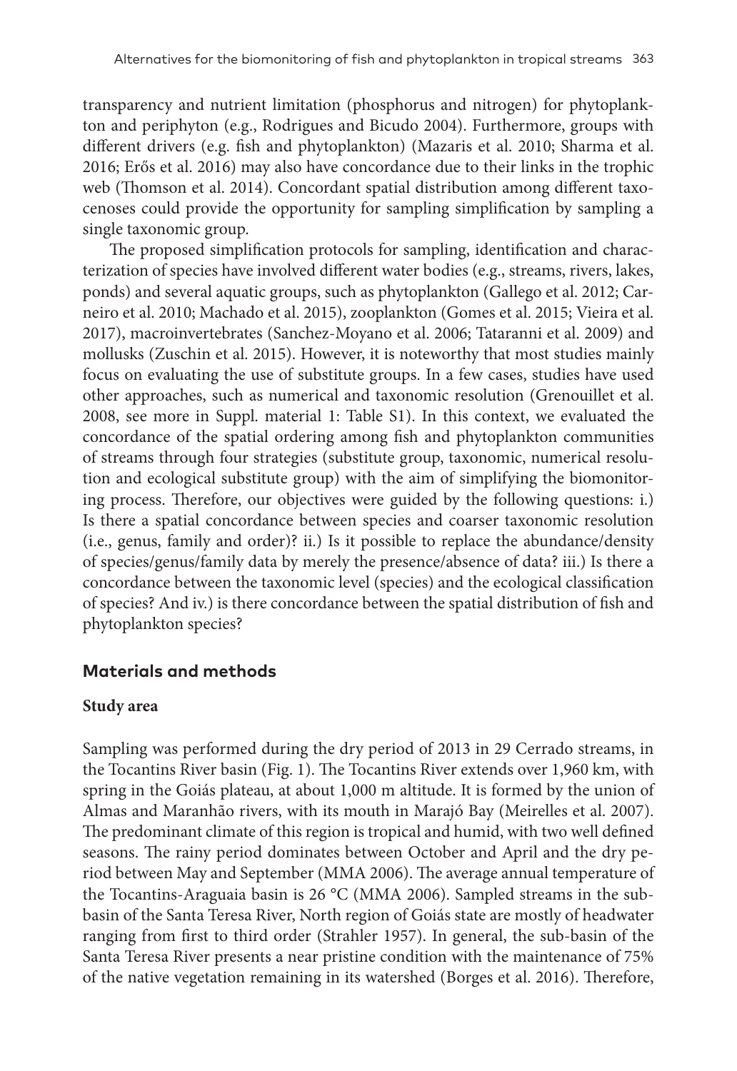transparency and nutrient limitation (phosphorus and nitrogen) for phytoplankton and periphyton (e.g., Rodrigues and Bicudo 2004). Furthermore, groups with different drivers (e.g. fish and phytoplankton) (Mazaris et al. 2010; Sharma et al. 2016; Erős et al. 2016) may also have concordance due to their links in the trophic web (Thomson et al. 2014). Concordant spatial distribution among different taxocenoses could provide the opportunity for sampling simplification by sampling a single taxonomic group.

The proposed simplification protocols for sampling, identification and characterization of species have involved different water bodies (e.g., streams, rivers, lakes, ponds) and several aquatic groups, such as phytoplankton (Gallego et al. 2012; Carneiro et al. 2010; Machado et al. 2015), zooplankton (Gomes et al. 2015; Vieira et al. 2017), macroinvertebrates (Sanchez-Moyano et al. 2006; Tataranni et al. 2009) and mollusks (Zuschin et al. 2015). However, it is noteworthy that most studies mainly focus on evaluating the use of substitute groups. In a few cases, studies have used other approaches, such as numerical and taxonomic resolution (Grenouillet et al. 2008, see more in Suppl. material 1: Table S1). In this context, we evaluated the concordance of the spatial ordering among fish and phytoplankton communities of streams through four strategies (substitute group, taxonomic, numerical resolution and ecological substitute group) with the aim of simplifying the biomonitoring process. Therefore, our objectives were guided by the following questions: i.) Is there a spatial concordance between species and coarser taxonomic resolution (i.e., genus, family and order)? ii.) Is it possible to replace the abundance/density of species/genus/family data by merely the presence/absence of data? iii.) Is there a concordance between the taxonomic level (species) and the ecological classification of species? And iv.) is there concordance between the spatial distribution of fish and phytoplankton species?

## Materials and methods

### Study area

Sampling was performed during the dry period of 2013 in 29 Cerrado streams, in the Tocantins River basin (Fig. 1). The Tocantins River extends over 1,960 km, with spring in the Goiás plateau, at about 1,000 m altitude. It is formed by the union of Almas and Maranhão rivers, with its mouth in Marajó Bay (Meirelles et al. 2007). The predominant climate of this region is tropical and humid, with two well defined seasons. The rainy period dominates between October and April and the dry period between May and September (MMA 2006). The average annual temperature of the Tocantins-Araguaia basin is 26 °C (MMA 2006). Sampled streams in the sub-basin of the Santa Teresa River, North region of Goiás state are mostly of headwater ranging from first to third order (Strahler 1957). In general, the sub-basin of the Santa Teresa River presents a near pristine condition with the maintenance of 75% of the native vegetation remaining in its watershed (Borges et al. 2016). Therefore,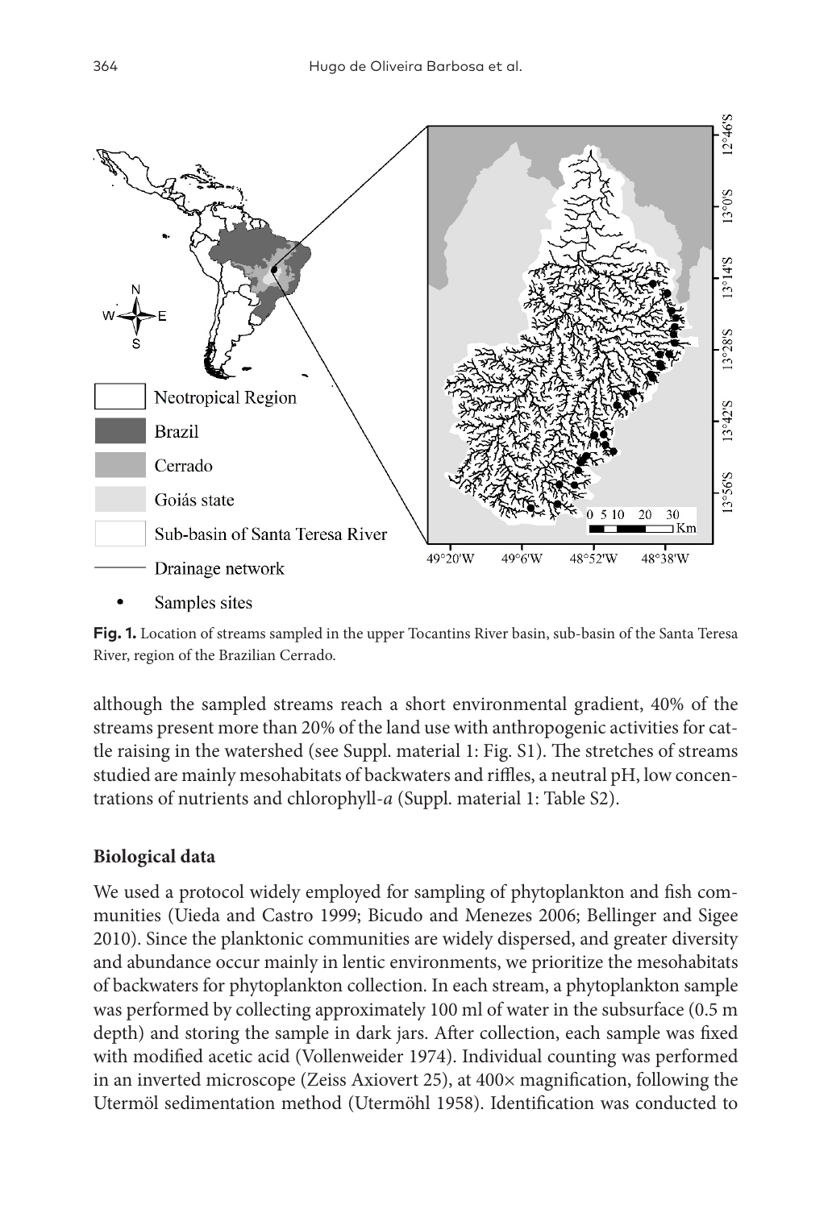**Fig. 1.** Location of streams sampled in the upper Tocantins River basin, sub-basin of the Santa Teresa River, region of the Brazilian Cerrado.

although the sampled streams reach a short environmental gradient, 40% of the streams present more than 20% of the land use with anthropogenic activities for cattle raising in the watershed (see Suppl. material 1: Fig. S1). The stretches of streams studied are mainly mesohabitats of backwaters and riffles, a neutral pH, low concentrations of nutrients and chlorophyll-*a* (Suppl. material 1: Table S2).

### Biological data

We used a protocol widely employed for sampling of phytoplankton and fish communities (Uieda and Castro 1999; Bicudo and Menezes 2006; Bellinger and Sigee 2010). Since the planktonic communities are widely dispersed, and greater diversity and abundance occur mainly in lentic environments, we prioritize the mesohabitats of backwaters for phytoplankton collection. In each stream, a phytoplankton sample was performed by collecting approximately 100 ml of water in the subsurface (0.5 m depth) and storing the sample in dark jars. After collection, each sample was fixed with modified acetic acid (Vollenweider 1974). Individual counting was performed in an inverted microscope (Zeiss Axiovert 25), at 400× magnification, following the Utermöl sedimentation method (Utermöhl 1958). Identification was conducted to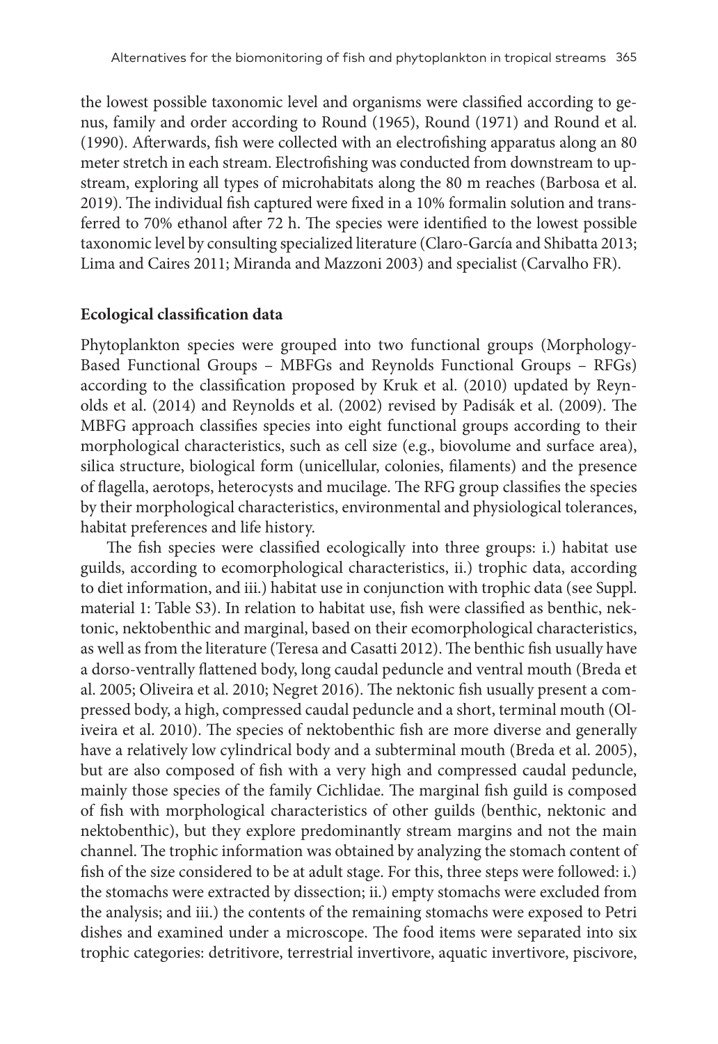the lowest possible taxonomic level and organisms were classified according to genus, family and order according to Round (1965), Round (1971) and Round et al. (1990). Afterwards, fish were collected with an electrofishing apparatus along an 80 meter stretch in each stream. Electrofishing was conducted from downstream to upstream, exploring all types of microhabitats along the 80 m reaches (Barbosa et al. 2019). The individual fish captured were fixed in a 10% formalin solution and transferred to 70% ethanol after 72 h. The species were identified to the lowest possible taxonomic level by consulting specialized literature (Claro-García and Shibatta 2013; Lima and Caires 2011; Miranda and Mazzoni 2003) and specialist (Carvalho FR).

**Ecological classification data**

Phytoplankton species were grouped into two functional groups (Morphology-Based Functional Groups – MBFGs and Reynolds Functional Groups – RFGs) according to the classification proposed by Kruk et al. (2010) updated by Reynolds et al. (2014) and Reynolds et al. (2002) revised by Padisák et al. (2009). The MBFG approach classifies species into eight functional groups according to their morphological characteristics, such as cell size (e.g., biovolume and surface area), silica structure, biological form (unicellular, colonies, filaments) and the presence of flagella, aerotops, heterocysts and mucilage. The RFG group classifies the species by their morphological characteristics, environmental and physiological tolerances, habitat preferences and life history.

The fish species were classified ecologically into three groups: i.) habitat use guilds, according to ecomorphological characteristics, ii.) trophic data, according to diet information, and iii.) habitat use in conjunction with trophic data (see Suppl. material 1: Table S3). In relation to habitat use, fish were classified as benthic, nektonic, nektobenthic and marginal, based on their ecomorphological characteristics, as well as from the literature (Teresa and Casatti 2012). The benthic fish usually have a dorso-ventrally flattened body, long caudal peduncle and ventral mouth (Breda et al. 2005; Oliveira et al. 2010; Negret 2016). The nektonic fish usually present a compressed body, a high, compressed caudal peduncle and a short, terminal mouth (Oliveira et al. 2010). The species of nektobenthic fish are more diverse and generally have a relatively low cylindrical body and a subterminal mouth (Breda et al. 2005), but are also composed of fish with a very high and compressed caudal peduncle, mainly those species of the family Cichlidae. The marginal fish guild is composed of fish with morphological characteristics of other guilds (benthic, nektonic and nektobenthic), but they explore predominantly stream margins and not the main channel. The trophic information was obtained by analyzing the stomach content of fish of the size considered to be at adult stage. For this, three steps were followed: i.) the stomachs were extracted by dissection; ii.) empty stomachs were excluded from the analysis; and iii.) the contents of the remaining stomachs were exposed to Petri dishes and examined under a microscope. The food items were separated into six trophic categories: detritivore, terrestrial invertivore, aquatic invertivore, piscivore,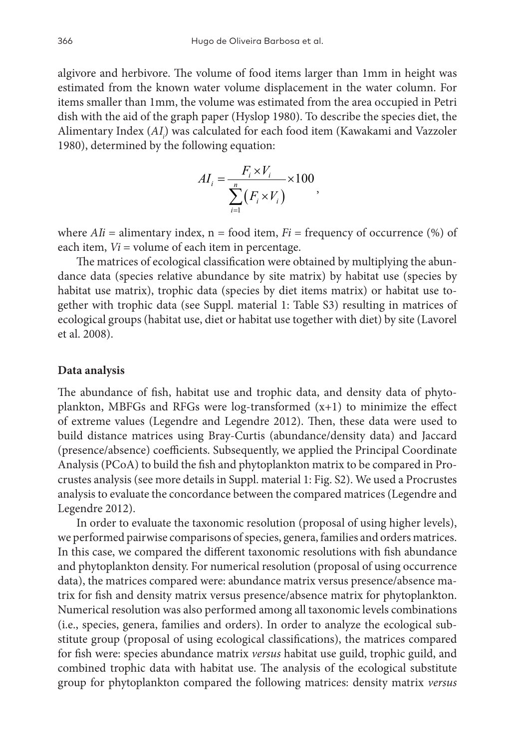algivore and herbivore. The volume of food items larger than 1mm in height was estimated from the known water volume displacement in the water column. For items smaller than 1mm, the volume was estimated from the area occupied in Petri dish with the aid of the graph paper (Hyslop 1980). To describe the species diet, the Alimentary Index ($AI_i$) was calculated for each food item (Kawakami and Vazzoler 1980), determined by the following equation:

$$AI_i = \frac{F_i \times V_i}{\sum_{i=1}^{n} \left(F_i \times V_i\right)} \times 100,$$

where $AIi$ = alimentary index, n = food item, $Fi$ = frequency of occurrence (%) of each item, $Vi$ = volume of each item in percentage.

The matrices of ecological classification were obtained by multiplying the abundance data (species relative abundance by site matrix) by habitat use (species by habitat use matrix), trophic data (species by diet items matrix) or habitat use together with trophic data (see Suppl. material 1: Table S3) resulting in matrices of ecological groups (habitat use, diet or habitat use together with diet) by site (Lavorel et al. 2008).

### Data analysis

The abundance of fish, habitat use and trophic data, and density data of phytoplankton, MBFGs and RFGs were log-transformed (x+1) to minimize the effect of extreme values (Legendre and Legendre 2012). Then, these data were used to build distance matrices using Bray-Curtis (abundance/density data) and Jaccard (presence/absence) coefficients. Subsequently, we applied the Principal Coordinate Analysis (PCoA) to build the fish and phytoplankton matrix to be compared in Procrustes analysis (see more details in Suppl. material 1: Fig. S2). We used a Procrustes analysis to evaluate the concordance between the compared matrices (Legendre and Legendre 2012).

In order to evaluate the taxonomic resolution (proposal of using higher levels), we performed pairwise comparisons of species, genera, families and orders matrices. In this case, we compared the different taxonomic resolutions with fish abundance and phytoplankton density. For numerical resolution (proposal of using occurrence data), the matrices compared were: abundance matrix versus presence/absence matrix for fish and density matrix versus presence/absence matrix for phytoplankton. Numerical resolution was also performed among all taxonomic levels combinations (i.e., species, genera, families and orders). In order to analyze the ecological substitute group (proposal of using ecological classifications), the matrices compared for fish were: species abundance matrix *versus* habitat use guild, trophic guild, and combined trophic data with habitat use. The analysis of the ecological substitute group for phytoplankton compared the following matrices: density matrix *versus*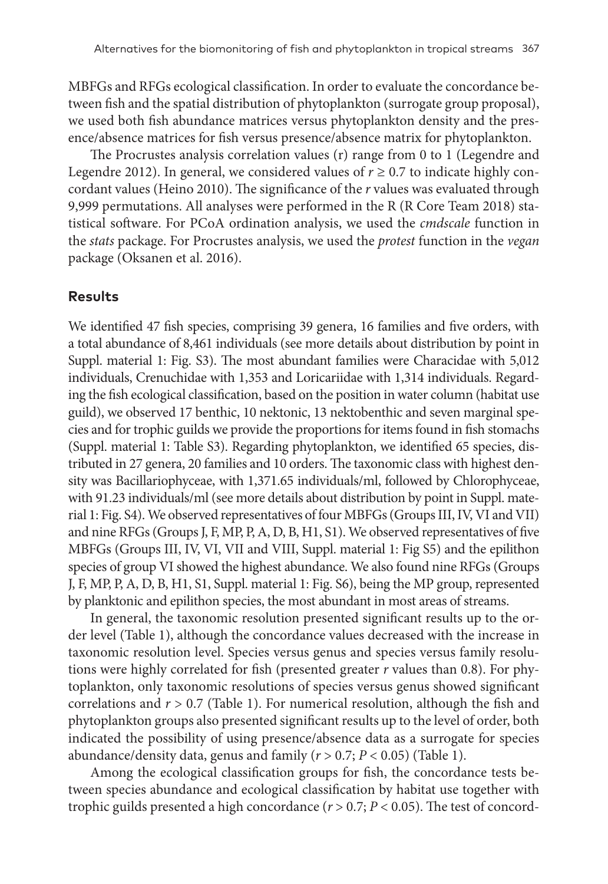MBFGs and RFGs ecological classification. In order to evaluate the concordance between fish and the spatial distribution of phytoplankton (surrogate group proposal), we used both fish abundance matrices versus phytoplankton density and the presence/absence matrices for fish versus presence/absence matrix for phytoplankton.

The Procrustes analysis correlation values (r) range from 0 to 1 (Legendre and Legendre 2012). In general, we considered values of $r \geq 0.7$ to indicate highly concordant values (Heino 2010). The significance of the $r$ values was evaluated through 9,999 permutations. All analyses were performed in the R (R Core Team 2018) statistical software. For PCoA ordination analysis, we used the *cmdscale* function in the *stats* package. For Procrustes analysis, we used the *protest* function in the *vegan* package (Oksanen et al. 2016).

## Results

We identified 47 fish species, comprising 39 genera, 16 families and five orders, with a total abundance of 8,461 individuals (see more details about distribution by point in Suppl. material 1: Fig. S3). The most abundant families were Characidae with 5,012 individuals, Crenuchidae with 1,353 and Loricariidae with 1,314 individuals. Regarding the fish ecological classification, based on the position in water column (habitat use guild), we observed 17 benthic, 10 nektonic, 13 nektobenthic and seven marginal species and for trophic guilds we provide the proportions for items found in fish stomachs (Suppl. material 1: Table S3). Regarding phytoplankton, we identified 65 species, distributed in 27 genera, 20 families and 10 orders. The taxonomic class with highest density was Bacillariophyceae, with 1,371.65 individuals/ml, followed by Chlorophyceae, with 91.23 individuals/ml (see more details about distribution by point in Suppl. material 1: Fig. S4). We observed representatives of four MBFGs (Groups III, IV, VI and VII) and nine RFGs (Groups J, F, MP, P, A, D, B, H1, S1). We observed representatives of five MBFGs (Groups III, IV, VI, VII and VIII, Suppl. material 1: Fig S5) and the epilithon species of group VI showed the highest abundance. We also found nine RFGs (Groups J, F, MP, P, A, D, B, H1, S1, Suppl. material 1: Fig. S6), being the MP group, represented by planktonic and epilithon species, the most abundant in most areas of streams.

In general, the taxonomic resolution presented significant results up to the order level (Table 1), although the concordance values decreased with the increase in taxonomic resolution level. Species versus genus and species versus family resolutions were highly correlated for fish (presented greater $r$ values than 0.8). For phytoplankton, only taxonomic resolutions of species versus genus showed significant correlations and $r > 0.7$ (Table 1). For numerical resolution, although the fish and phytoplankton groups also presented significant results up to the level of order, both indicated the possibility of using presence/absence data as a surrogate for species abundance/density data, genus and family ($r > 0.7$; $P < 0.05$) (Table 1).

Among the ecological classification groups for fish, the concordance tests between species abundance and ecological classification by habitat use together with trophic guilds presented a high concordance ($r > 0.7$; $P < 0.05$). The test of concord-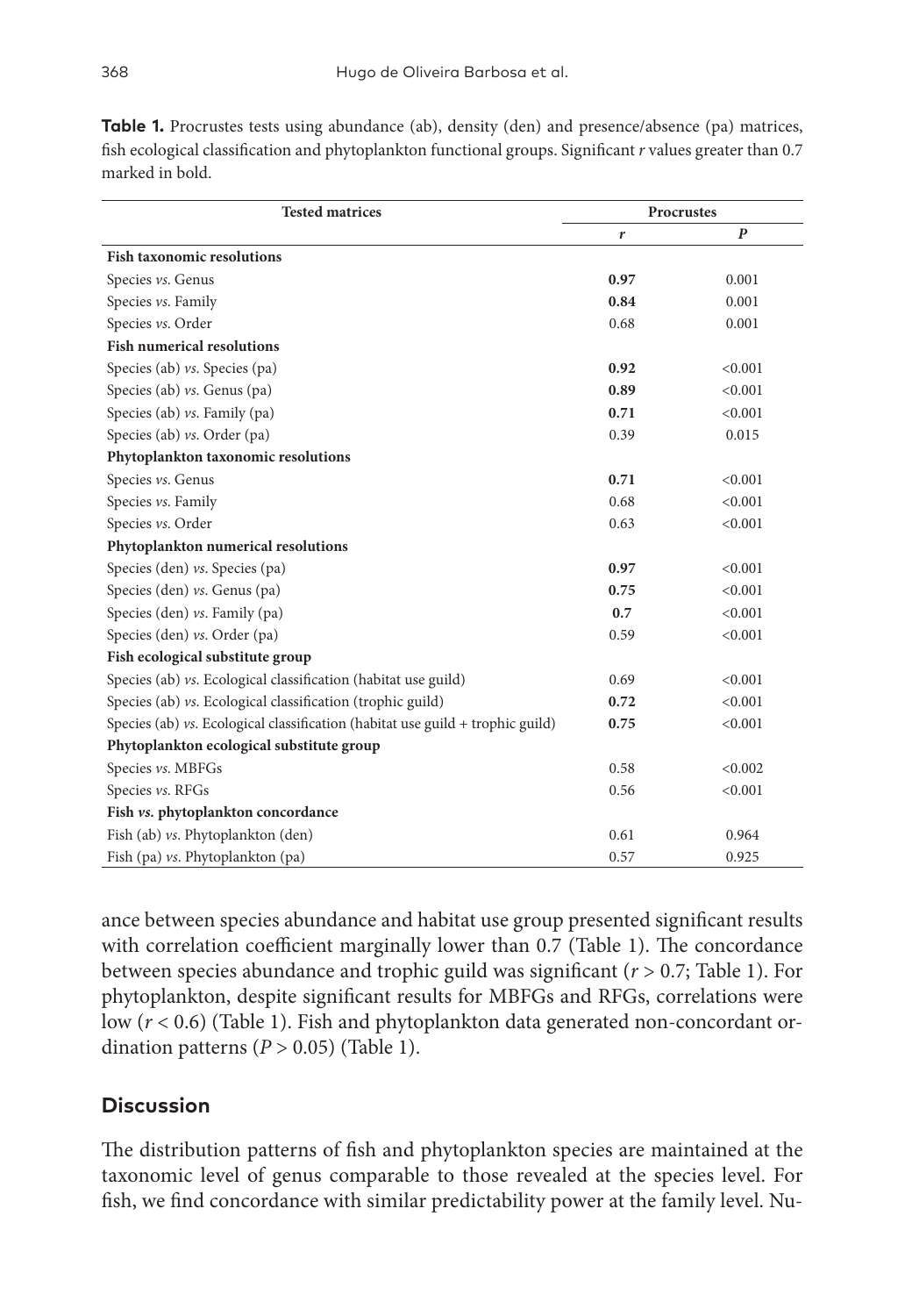**Table 1.** Procrustes tests using abundance (ab), density (den) and presence/absence (pa) matrices, fish ecological classification and phytoplankton functional groups. Significant *r* values greater than 0.7 marked in bold.

| Tested matrices | Procrustes | |
|---|---|---|
| | *r* | *P* |
| **Fish taxonomic resolutions** | | |
| Species *vs.* Genus | **0.97** | 0.001 |
| Species *vs.* Family | **0.84** | 0.001 |
| Species *vs.* Order | 0.68 | 0.001 |
| **Fish numerical resolutions** | | |
| Species (ab) *vs.* Species (pa) | **0.92** | <0.001 |
| Species (ab) *vs.* Genus (pa) | **0.89** | <0.001 |
| Species (ab) *vs.* Family (pa) | **0.71** | <0.001 |
| Species (ab) *vs.* Order (pa) | 0.39 | 0.015 |
| **Phytoplankton taxonomic resolutions** | | |
| Species *vs.* Genus | **0.71** | <0.001 |
| Species *vs.* Family | 0.68 | <0.001 |
| Species *vs.* Order | 0.63 | <0.001 |
| **Phytoplankton numerical resolutions** | | |
| Species (den) *vs.* Species (pa) | **0.97** | <0.001 |
| Species (den) *vs.* Genus (pa) | **0.75** | <0.001 |
| Species (den) *vs.* Family (pa) | **0.7** | <0.001 |
| Species (den) *vs.* Order (pa) | 0.59 | <0.001 |
| **Fish ecological substitute group** | | |
| Species (ab) *vs.* Ecological classification (habitat use guild) | 0.69 | <0.001 |
| Species (ab) *vs.* Ecological classification (trophic guild) | **0.72** | <0.001 |
| Species (ab) *vs.* Ecological classification (habitat use guild + trophic guild) | **0.75** | <0.001 |
| **Phytoplankton ecological substitute group** | | |
| Species *vs.* MBFGs | 0.58 | <0.002 |
| Species *vs.* RFGs | 0.56 | <0.001 |
| **Fish *vs.* phytoplankton concordance** | | |
| Fish (ab) *vs.* Phytoplankton (den) | 0.61 | 0.964 |
| Fish (pa) *vs.* Phytoplankton (pa) | 0.57 | 0.925 |

ance between species abundance and habitat use group presented significant results with correlation coefficient marginally lower than 0.7 (Table 1). The concordance between species abundance and trophic guild was significant ($r > 0.7$; Table 1). For phytoplankton, despite significant results for MBFGs and RFGs, correlations were low ($r < 0.6$) (Table 1). Fish and phytoplankton data generated non-concordant ordination patterns ($P > 0.05$) (Table 1).

## Discussion

The distribution patterns of fish and phytoplankton species are maintained at the taxonomic level of genus comparable to those revealed at the species level. For fish, we find concordance with similar predictability power at the family level. Nu-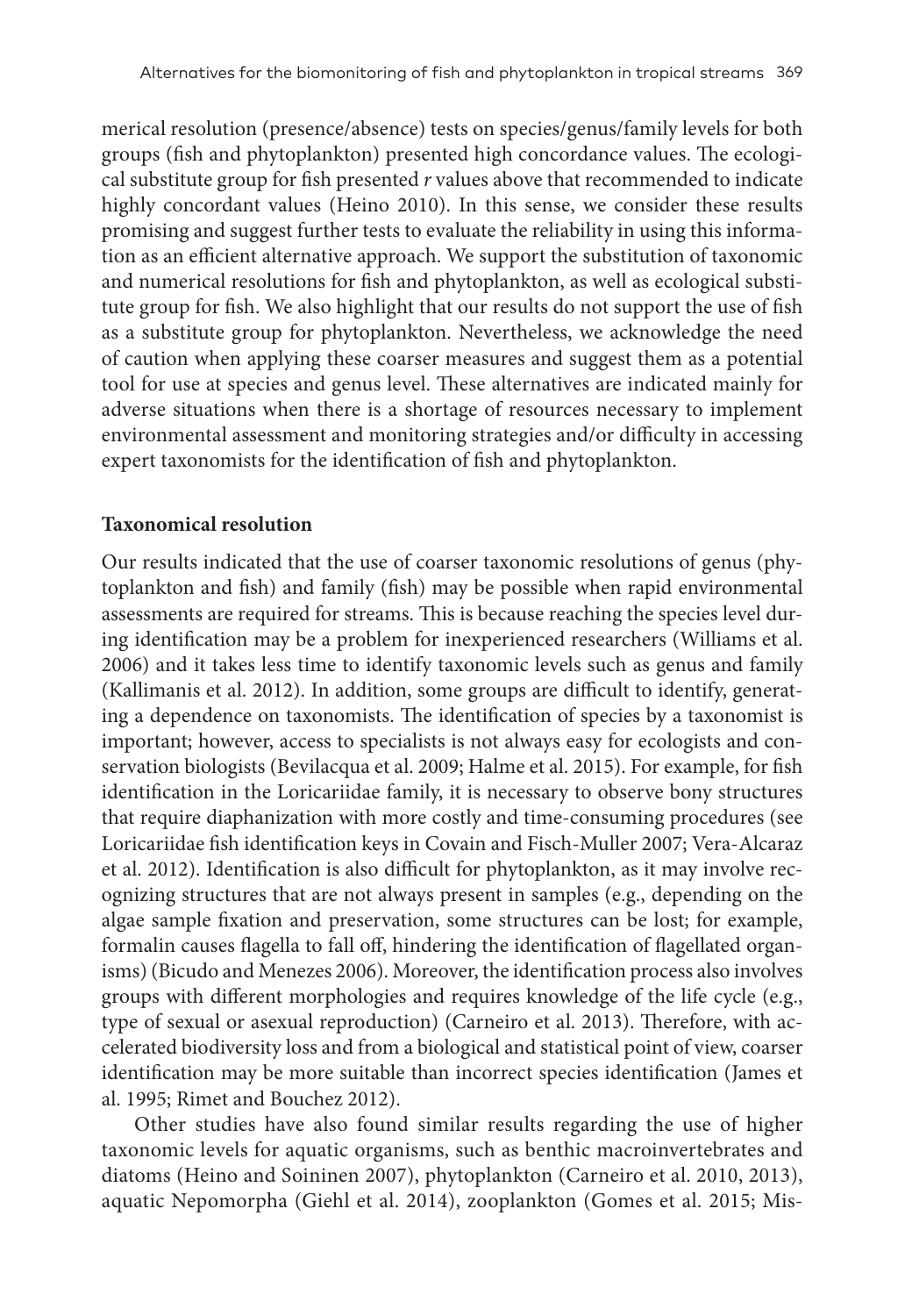merical resolution (presence/absence) tests on species/genus/family levels for both groups (fish and phytoplankton) presented high concordance values. The ecological substitute group for fish presented *r* values above that recommended to indicate highly concordant values (Heino 2010). In this sense, we consider these results promising and suggest further tests to evaluate the reliability in using this information as an efficient alternative approach. We support the substitution of taxonomic and numerical resolutions for fish and phytoplankton, as well as ecological substitute group for fish. We also highlight that our results do not support the use of fish as a substitute group for phytoplankton. Nevertheless, we acknowledge the need of caution when applying these coarser measures and suggest them as a potential tool for use at species and genus level. These alternatives are indicated mainly for adverse situations when there is a shortage of resources necessary to implement environmental assessment and monitoring strategies and/or difficulty in accessing expert taxonomists for the identification of fish and phytoplankton.

**Taxonomical resolution**

Our results indicated that the use of coarser taxonomic resolutions of genus (phytoplankton and fish) and family (fish) may be possible when rapid environmental assessments are required for streams. This is because reaching the species level during identification may be a problem for inexperienced researchers (Williams et al. 2006) and it takes less time to identify taxonomic levels such as genus and family (Kallimanis et al. 2012). In addition, some groups are difficult to identify, generating a dependence on taxonomists. The identification of species by a taxonomist is important; however, access to specialists is not always easy for ecologists and conservation biologists (Bevilacqua et al. 2009; Halme et al. 2015). For example, for fish identification in the Loricariidae family, it is necessary to observe bony structures that require diaphanization with more costly and time-consuming procedures (see Loricariidae fish identification keys in Covain and Fisch-Muller 2007; Vera-Alcaraz et al. 2012). Identification is also difficult for phytoplankton, as it may involve recognizing structures that are not always present in samples (e.g., depending on the algae sample fixation and preservation, some structures can be lost; for example, formalin causes flagella to fall off, hindering the identification of flagellated organisms) (Bicudo and Menezes 2006). Moreover, the identification process also involves groups with different morphologies and requires knowledge of the life cycle (e.g., type of sexual or asexual reproduction) (Carneiro et al. 2013). Therefore, with accelerated biodiversity loss and from a biological and statistical point of view, coarser identification may be more suitable than incorrect species identification (James et al. 1995; Rimet and Bouchez 2012).

Other studies have also found similar results regarding the use of higher taxonomic levels for aquatic organisms, such as benthic macroinvertebrates and diatoms (Heino and Soininen 2007), phytoplankton (Carneiro et al. 2010, 2013), aquatic Nepomorpha (Giehl et al. 2014), zooplankton (Gomes et al. 2015; Mis-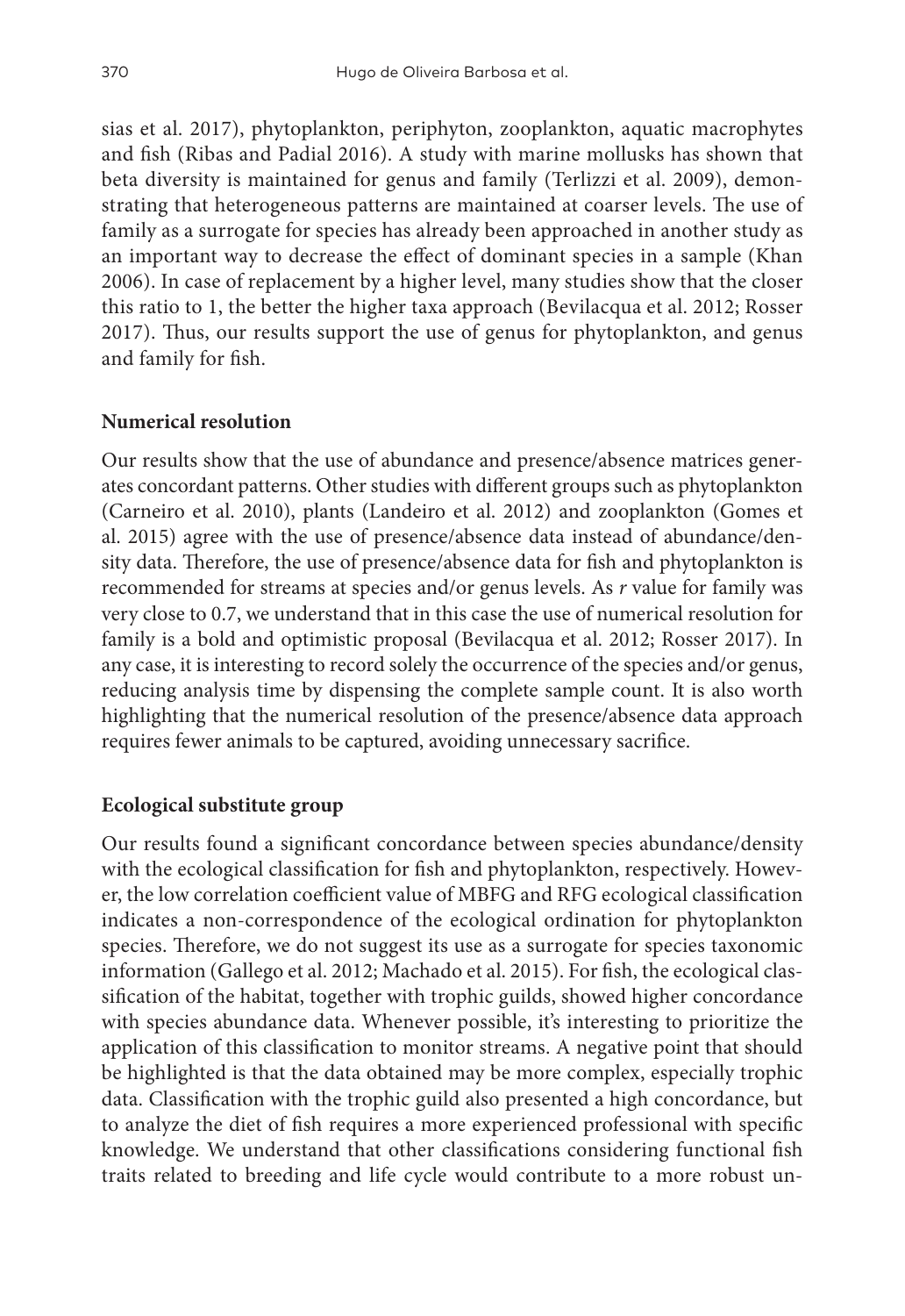sias et al. 2017), phytoplankton, periphyton, zooplankton, aquatic macrophytes and fish (Ribas and Padial 2016). A study with marine mollusks has shown that beta diversity is maintained for genus and family (Terlizzi et al. 2009), demonstrating that heterogeneous patterns are maintained at coarser levels. The use of family as a surrogate for species has already been approached in another study as an important way to decrease the effect of dominant species in a sample (Khan 2006). In case of replacement by a higher level, many studies show that the closer this ratio to 1, the better the higher taxa approach (Bevilacqua et al. 2012; Rosser 2017). Thus, our results support the use of genus for phytoplankton, and genus and family for fish.

## Numerical resolution

Our results show that the use of abundance and presence/absence matrices generates concordant patterns. Other studies with different groups such as phytoplankton (Carneiro et al. 2010), plants (Landeiro et al. 2012) and zooplankton (Gomes et al. 2015) agree with the use of presence/absence data instead of abundance/density data. Therefore, the use of presence/absence data for fish and phytoplankton is recommended for streams at species and/or genus levels. As $r$ value for family was very close to 0.7, we understand that in this case the use of numerical resolution for family is a bold and optimistic proposal (Bevilacqua et al. 2012; Rosser 2017). In any case, it is interesting to record solely the occurrence of the species and/or genus, reducing analysis time by dispensing the complete sample count. It is also worth highlighting that the numerical resolution of the presence/absence data approach requires fewer animals to be captured, avoiding unnecessary sacrifice.

## Ecological substitute group

Our results found a significant concordance between species abundance/density with the ecological classification for fish and phytoplankton, respectively. However, the low correlation coefficient value of MBFG and RFG ecological classification indicates a non-correspondence of the ecological ordination for phytoplankton species. Therefore, we do not suggest its use as a surrogate for species taxonomic information (Gallego et al. 2012; Machado et al. 2015). For fish, the ecological classification of the habitat, together with trophic guilds, showed higher concordance with species abundance data. Whenever possible, it's interesting to prioritize the application of this classification to monitor streams. A negative point that should be highlighted is that the data obtained may be more complex, especially trophic data. Classification with the trophic guild also presented a high concordance, but to analyze the diet of fish requires a more experienced professional with specific knowledge. We understand that other classifications considering functional fish traits related to breeding and life cycle would contribute to a more robust un-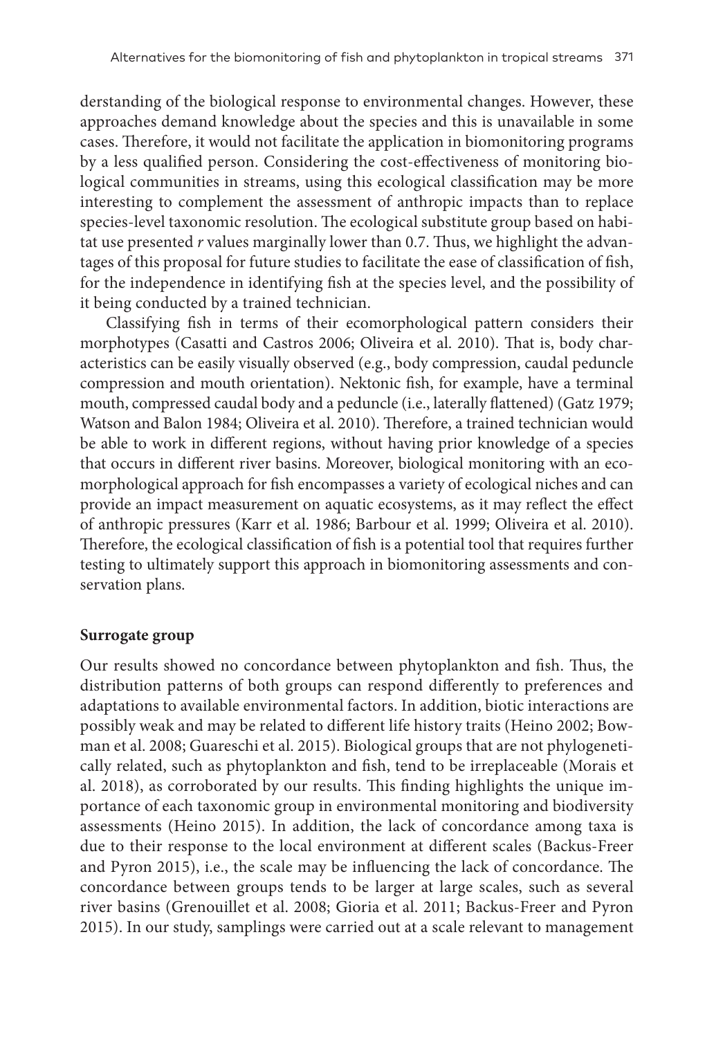derstanding of the biological response to environmental changes. However, these approaches demand knowledge about the species and this is unavailable in some cases. Therefore, it would not facilitate the application in biomonitoring programs by a less qualified person. Considering the cost-effectiveness of monitoring biological communities in streams, using this ecological classification may be more interesting to complement the assessment of anthropic impacts than to replace species-level taxonomic resolution. The ecological substitute group based on habitat use presented *r* values marginally lower than 0.7. Thus, we highlight the advantages of this proposal for future studies to facilitate the ease of classification of fish, for the independence in identifying fish at the species level, and the possibility of it being conducted by a trained technician.

Classifying fish in terms of their ecomorphological pattern considers their morphotypes (Casatti and Castros 2006; Oliveira et al. 2010). That is, body characteristics can be easily visually observed (e.g., body compression, caudal peduncle compression and mouth orientation). Nektonic fish, for example, have a terminal mouth, compressed caudal body and a peduncle (i.e., laterally flattened) (Gatz 1979; Watson and Balon 1984; Oliveira et al. 2010). Therefore, a trained technician would be able to work in different regions, without having prior knowledge of a species that occurs in different river basins. Moreover, biological monitoring with an ecomorphological approach for fish encompasses a variety of ecological niches and can provide an impact measurement on aquatic ecosystems, as it may reflect the effect of anthropic pressures (Karr et al. 1986; Barbour et al. 1999; Oliveira et al. 2010). Therefore, the ecological classification of fish is a potential tool that requires further testing to ultimately support this approach in biomonitoring assessments and conservation plans.

**Surrogate group**

Our results showed no concordance between phytoplankton and fish. Thus, the distribution patterns of both groups can respond differently to preferences and adaptations to available environmental factors. In addition, biotic interactions are possibly weak and may be related to different life history traits (Heino 2002; Bowman et al. 2008; Guareschi et al. 2015). Biological groups that are not phylogenetically related, such as phytoplankton and fish, tend to be irreplaceable (Morais et al. 2018), as corroborated by our results. This finding highlights the unique importance of each taxonomic group in environmental monitoring and biodiversity assessments (Heino 2015). In addition, the lack of concordance among taxa is due to their response to the local environment at different scales (Backus-Freer and Pyron 2015), i.e., the scale may be influencing the lack of concordance. The concordance between groups tends to be larger at large scales, such as several river basins (Grenouillet et al. 2008; Gioria et al. 2011; Backus-Freer and Pyron 2015). In our study, samplings were carried out at a scale relevant to management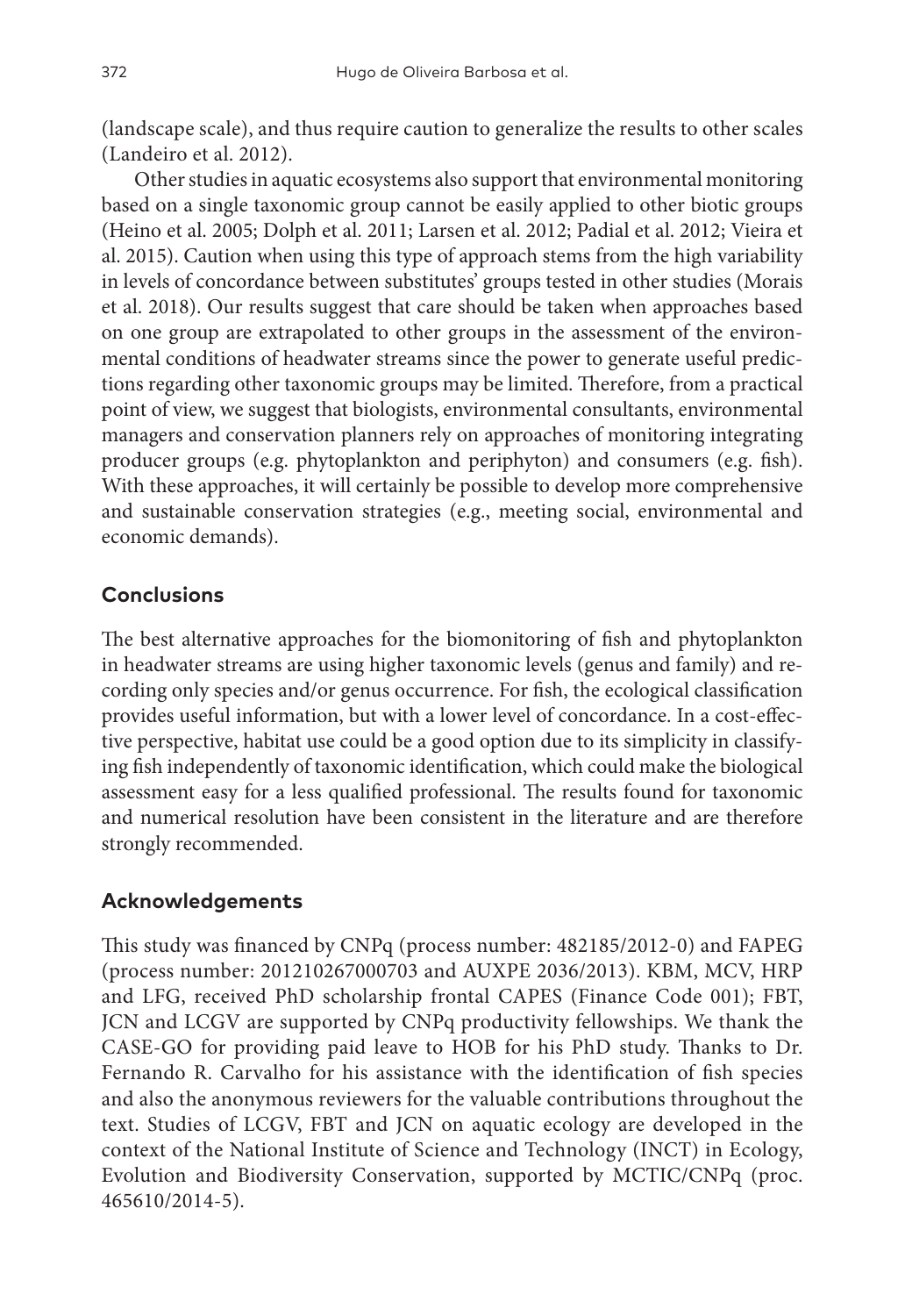(landscape scale), and thus require caution to generalize the results to other scales (Landeiro et al. 2012).

Other studies in aquatic ecosystems also support that environmental monitoring based on a single taxonomic group cannot be easily applied to other biotic groups (Heino et al. 2005; Dolph et al. 2011; Larsen et al. 2012; Padial et al. 2012; Vieira et al. 2015). Caution when using this type of approach stems from the high variability in levels of concordance between substitutes' groups tested in other studies (Morais et al. 2018). Our results suggest that care should be taken when approaches based on one group are extrapolated to other groups in the assessment of the environmental conditions of headwater streams since the power to generate useful predictions regarding other taxonomic groups may be limited. Therefore, from a practical point of view, we suggest that biologists, environmental consultants, environmental managers and conservation planners rely on approaches of monitoring integrating producer groups (e.g. phytoplankton and periphyton) and consumers (e.g. fish). With these approaches, it will certainly be possible to develop more comprehensive and sustainable conservation strategies (e.g., meeting social, environmental and economic demands).

## Conclusions

The best alternative approaches for the biomonitoring of fish and phytoplankton in headwater streams are using higher taxonomic levels (genus and family) and recording only species and/or genus occurrence. For fish, the ecological classification provides useful information, but with a lower level of concordance. In a cost-effective perspective, habitat use could be a good option due to its simplicity in classifying fish independently of taxonomic identification, which could make the biological assessment easy for a less qualified professional. The results found for taxonomic and numerical resolution have been consistent in the literature and are therefore strongly recommended.

## Acknowledgements

This study was financed by CNPq (process number: 482185/2012-0) and FAPEG (process number: 201210267000703 and AUXPE 2036/2013). KBM, MCV, HRP and LFG, received PhD scholarship frontal CAPES (Finance Code 001); FBT, JCN and LCGV are supported by CNPq productivity fellowships. We thank the CASE-GO for providing paid leave to HOB for his PhD study. Thanks to Dr. Fernando R. Carvalho for his assistance with the identification of fish species and also the anonymous reviewers for the valuable contributions throughout the text. Studies of LCGV, FBT and JCN on aquatic ecology are developed in the context of the National Institute of Science and Technology (INCT) in Ecology, Evolution and Biodiversity Conservation, supported by MCTIC/CNPq (proc. 465610/2014-5).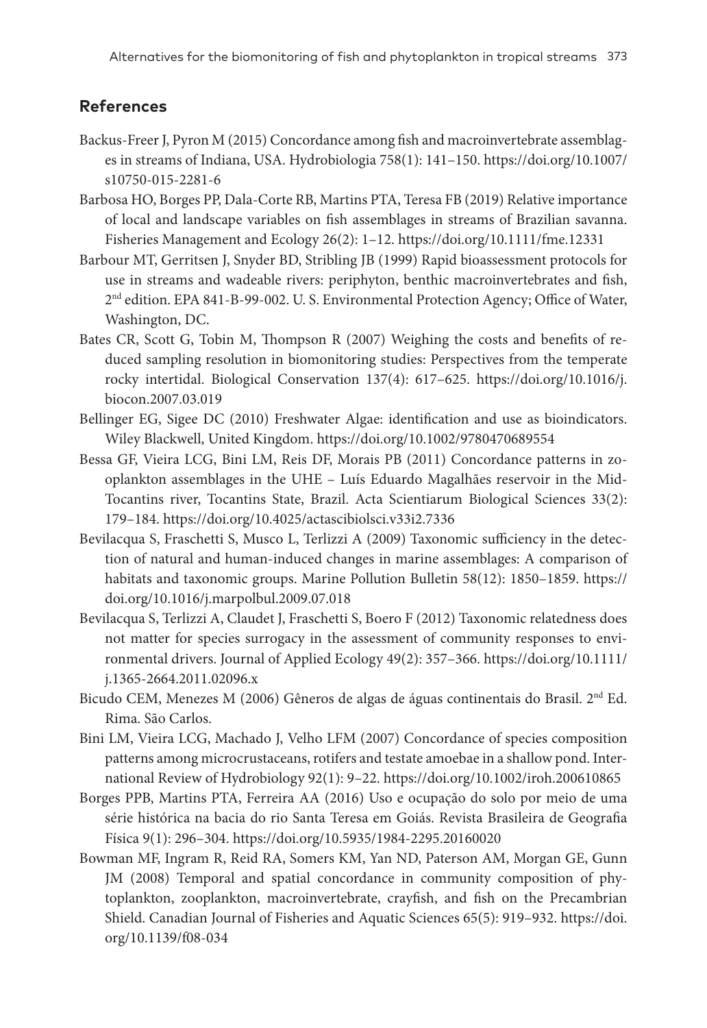## References

Backus-Freer J, Pyron M (2015) Concordance among fish and macroinvertebrate assemblages in streams of Indiana, USA. Hydrobiologia 758(1): 141–150. https://doi.org/10.1007/s10750-015-2281-6

Barbosa HO, Borges PP, Dala-Corte RB, Martins PTA, Teresa FB (2019) Relative importance of local and landscape variables on fish assemblages in streams of Brazilian savanna. Fisheries Management and Ecology 26(2): 1–12. https://doi.org/10.1111/fme.12331

Barbour MT, Gerritsen J, Snyder BD, Stribling JB (1999) Rapid bioassessment protocols for use in streams and wadeable rivers: periphyton, benthic macroinvertebrates and fish, 2nd edition. EPA 841-B-99-002. U. S. Environmental Protection Agency; Office of Water, Washington, DC.

Bates CR, Scott G, Tobin M, Thompson R (2007) Weighing the costs and benefits of reduced sampling resolution in biomonitoring studies: Perspectives from the temperate rocky intertidal. Biological Conservation 137(4): 617–625. https://doi.org/10.1016/j.biocon.2007.03.019

Bellinger EG, Sigee DC (2010) Freshwater Algae: identification and use as bioindicators. Wiley Blackwell, United Kingdom. https://doi.org/10.1002/9780470689554

Bessa GF, Vieira LCG, Bini LM, Reis DF, Morais PB (2011) Concordance patterns in zooplankton assemblages in the UHE – Luís Eduardo Magalhães reservoir in the Mid-Tocantins river, Tocantins State, Brazil. Acta Scientiarum Biological Sciences 33(2): 179–184. https://doi.org/10.4025/actascibiolsci.v33i2.7336

Bevilacqua S, Fraschetti S, Musco L, Terlizzi A (2009) Taxonomic sufficiency in the detection of natural and human-induced changes in marine assemblages: A comparison of habitats and taxonomic groups. Marine Pollution Bulletin 58(12): 1850–1859. https://doi.org/10.1016/j.marpolbul.2009.07.018

Bevilacqua S, Terlizzi A, Claudet J, Fraschetti S, Boero F (2012) Taxonomic relatedness does not matter for species surrogacy in the assessment of community responses to environmental drivers. Journal of Applied Ecology 49(2): 357–366. https://doi.org/10.1111/j.1365-2664.2011.02096.x

Bicudo CEM, Menezes M (2006) Gêneros de algas de águas continentais do Brasil. 2nd Ed. Rima. São Carlos.

Bini LM, Vieira LCG, Machado J, Velho LFM (2007) Concordance of species composition patterns among microcrustaceans, rotifers and testate amoebae in a shallow pond. International Review of Hydrobiology 92(1): 9–22. https://doi.org/10.1002/iroh.200610865

Borges PPB, Martins PTA, Ferreira AA (2016) Uso e ocupação do solo por meio de uma série histórica na bacia do rio Santa Teresa em Goiás. Revista Brasileira de Geografia Física 9(1): 296–304. https://doi.org/10.5935/1984-2295.20160020

Bowman MF, Ingram R, Reid RA, Somers KM, Yan ND, Paterson AM, Morgan GE, Gunn JM (2008) Temporal and spatial concordance in community composition of phytoplankton, zooplankton, macroinvertebrate, crayfish, and fish on the Precambrian Shield. Canadian Journal of Fisheries and Aquatic Sciences 65(5): 919–932. https://doi.org/10.1139/f08-034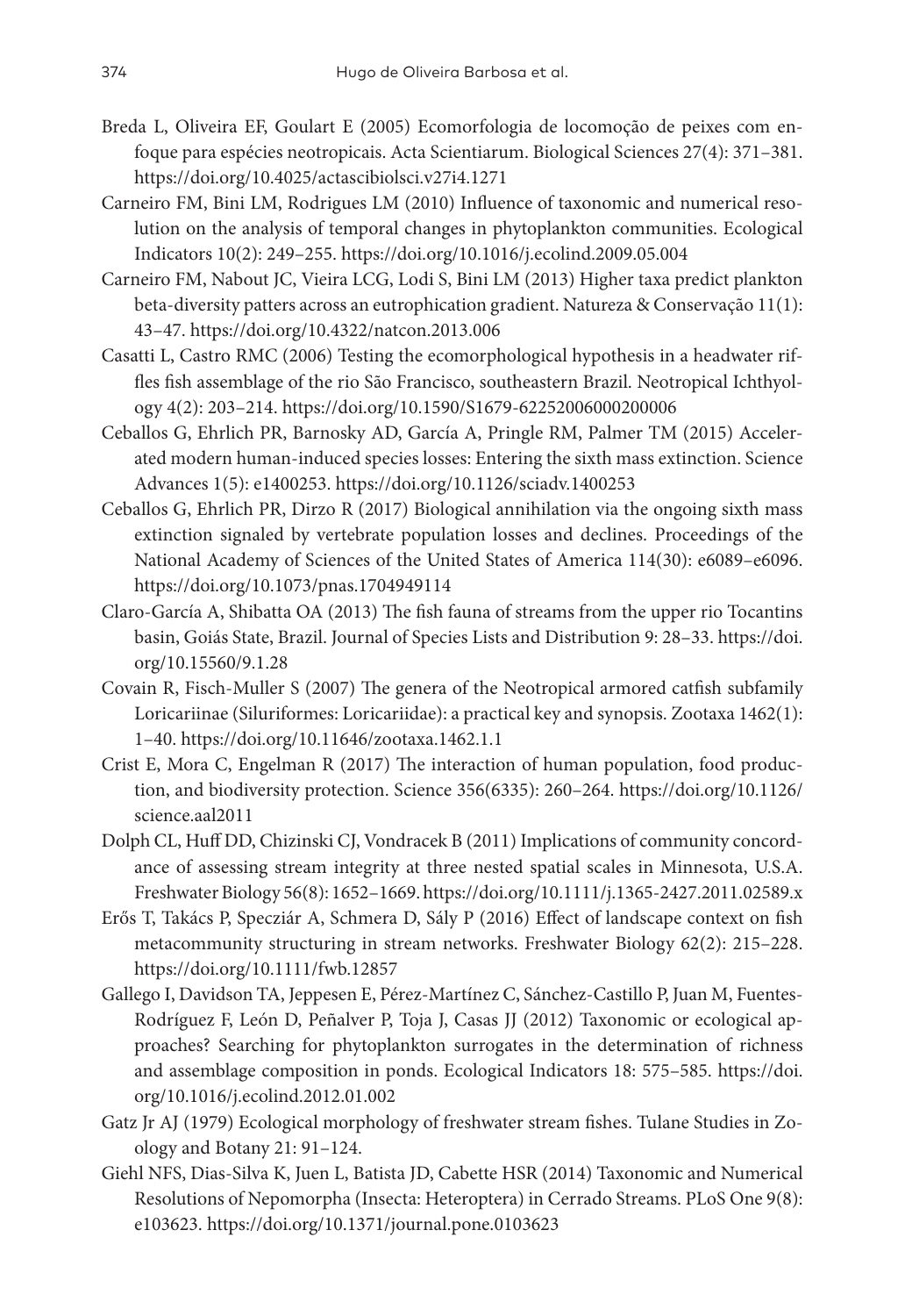Breda L, Oliveira EF, Goulart E (2005) Ecomorfologia de locomoção de peixes com enfoque para espécies neotropicais. Acta Scientiarum. Biological Sciences 27(4): 371–381. https://doi.org/10.4025/actascibiolsci.v27i4.1271

Carneiro FM, Bini LM, Rodrigues LM (2010) Influence of taxonomic and numerical resolution on the analysis of temporal changes in phytoplankton communities. Ecological Indicators 10(2): 249–255. https://doi.org/10.1016/j.ecolind.2009.05.004

Carneiro FM, Nabout JC, Vieira LCG, Lodi S, Bini LM (2013) Higher taxa predict plankton beta-diversity patters across an eutrophication gradient. Natureza & Conservação 11(1): 43–47. https://doi.org/10.4322/natcon.2013.006

Casatti L, Castro RMC (2006) Testing the ecomorphological hypothesis in a headwater riffles fish assemblage of the rio São Francisco, southeastern Brazil. Neotropical Ichthyology 4(2): 203–214. https://doi.org/10.1590/S1679-62252006000200006

Ceballos G, Ehrlich PR, Barnosky AD, García A, Pringle RM, Palmer TM (2015) Accelerated modern human-induced species losses: Entering the sixth mass extinction. Science Advances 1(5): e1400253. https://doi.org/10.1126/sciadv.1400253

Ceballos G, Ehrlich PR, Dirzo R (2017) Biological annihilation via the ongoing sixth mass extinction signaled by vertebrate population losses and declines. Proceedings of the National Academy of Sciences of the United States of America 114(30): e6089–e6096. https://doi.org/10.1073/pnas.1704949114

Claro-García A, Shibatta OA (2013) The fish fauna of streams from the upper rio Tocantins basin, Goiás State, Brazil. Journal of Species Lists and Distribution 9: 28–33. https://doi.org/10.15560/9.1.28

Covain R, Fisch-Muller S (2007) The genera of the Neotropical armored catfish subfamily Loricariinae (Siluriformes: Loricariidae): a practical key and synopsis. Zootaxa 1462(1): 1–40. https://doi.org/10.11646/zootaxa.1462.1.1

Crist E, Mora C, Engelman R (2017) The interaction of human population, food production, and biodiversity protection. Science 356(6335): 260–264. https://doi.org/10.1126/science.aal2011

Dolph CL, Huff DD, Chizinski CJ, Vondracek B (2011) Implications of community concordance of assessing stream integrity at three nested spatial scales in Minnesota, U.S.A. Freshwater Biology 56(8): 1652–1669. https://doi.org/10.1111/j.1365-2427.2011.02589.x

Erős T, Takács P, Specziár A, Schmera D, Sály P (2016) Effect of landscape context on fish metacommunity structuring in stream networks. Freshwater Biology 62(2): 215–228. https://doi.org/10.1111/fwb.12857

Gallego I, Davidson TA, Jeppesen E, Pérez-Martínez C, Sánchez-Castillo P, Juan M, Fuentes-Rodríguez F, León D, Peñalver P, Toja J, Casas JJ (2012) Taxonomic or ecological approaches? Searching for phytoplankton surrogates in the determination of richness and assemblage composition in ponds. Ecological Indicators 18: 575–585. https://doi.org/10.1016/j.ecolind.2012.01.002

Gatz Jr AJ (1979) Ecological morphology of freshwater stream fishes. Tulane Studies in Zoology and Botany 21: 91–124.

Giehl NFS, Dias-Silva K, Juen L, Batista JD, Cabette HSR (2014) Taxonomic and Numerical Resolutions of Nepomorpha (Insecta: Heteroptera) in Cerrado Streams. PLoS One 9(8): e103623. https://doi.org/10.1371/journal.pone.0103623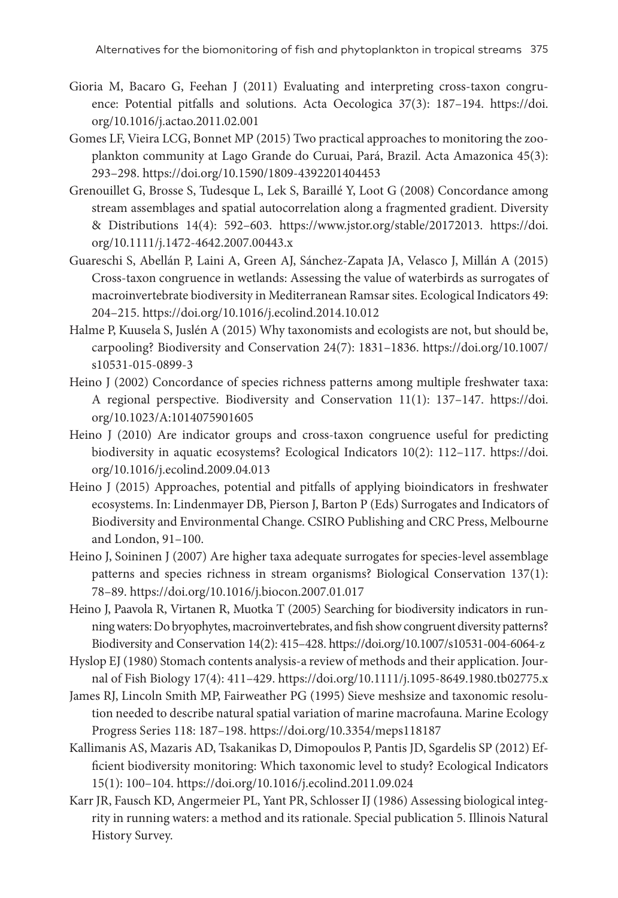Gioria M, Bacaro G, Feehan J (2011) Evaluating and interpreting cross-taxon congruence: Potential pitfalls and solutions. Acta Oecologica 37(3): 187–194. https://doi.org/10.1016/j.actao.2011.02.001

Gomes LF, Vieira LCG, Bonnet MP (2015) Two practical approaches to monitoring the zooplankton community at Lago Grande do Curuai, Pará, Brazil. Acta Amazonica 45(3): 293–298. https://doi.org/10.1590/1809-4392201404453

Grenouillet G, Brosse S, Tudesque L, Lek S, Baraillé Y, Loot G (2008) Concordance among stream assemblages and spatial autocorrelation along a fragmented gradient. Diversity & Distributions 14(4): 592–603. https://www.jstor.org/stable/20172013. https://doi.org/10.1111/j.1472-4642.2007.00443.x

Guareschi S, Abellán P, Laini A, Green AJ, Sánchez-Zapata JA, Velasco J, Millán A (2015) Cross-taxon congruence in wetlands: Assessing the value of waterbirds as surrogates of macroinvertebrate biodiversity in Mediterranean Ramsar sites. Ecological Indicators 49: 204–215. https://doi.org/10.1016/j.ecolind.2014.10.012

Halme P, Kuusela S, Juslén A (2015) Why taxonomists and ecologists are not, but should be, carpooling? Biodiversity and Conservation 24(7): 1831–1836. https://doi.org/10.1007/s10531-015-0899-3

Heino J (2002) Concordance of species richness patterns among multiple freshwater taxa: A regional perspective. Biodiversity and Conservation 11(1): 137–147. https://doi.org/10.1023/A:1014075901605

Heino J (2010) Are indicator groups and cross-taxon congruence useful for predicting biodiversity in aquatic ecosystems? Ecological Indicators 10(2): 112–117. https://doi.org/10.1016/j.ecolind.2009.04.013

Heino J (2015) Approaches, potential and pitfalls of applying bioindicators in freshwater ecosystems. In: Lindenmayer DB, Pierson J, Barton P (Eds) Surrogates and Indicators of Biodiversity and Environmental Change. CSIRO Publishing and CRC Press, Melbourne and London, 91–100.

Heino J, Soininen J (2007) Are higher taxa adequate surrogates for species-level assemblage patterns and species richness in stream organisms? Biological Conservation 137(1): 78–89. https://doi.org/10.1016/j.biocon.2007.01.017

Heino J, Paavola R, Virtanen R, Muotka T (2005) Searching for biodiversity indicators in running waters: Do bryophytes, macroinvertebrates, and fish show congruent diversity patterns? Biodiversity and Conservation 14(2): 415–428. https://doi.org/10.1007/s10531-004-6064-z

Hyslop EJ (1980) Stomach contents analysis-a review of methods and their application. Journal of Fish Biology 17(4): 411–429. https://doi.org/10.1111/j.1095-8649.1980.tb02775.x

James RJ, Lincoln Smith MP, Fairweather PG (1995) Sieve meshsize and taxonomic resolution needed to describe natural spatial variation of marine macrofauna. Marine Ecology Progress Series 118: 187–198. https://doi.org/10.3354/meps118187

Kallimanis AS, Mazaris AD, Tsakanikas D, Dimopoulos P, Pantis JD, Sgardelis SP (2012) Efficient biodiversity monitoring: Which taxonomic level to study? Ecological Indicators 15(1): 100–104. https://doi.org/10.1016/j.ecolind.2011.09.024

Karr JR, Fausch KD, Angermeier PL, Yant PR, Schlosser IJ (1986) Assessing biological integrity in running waters: a method and its rationale. Special publication 5. Illinois Natural History Survey.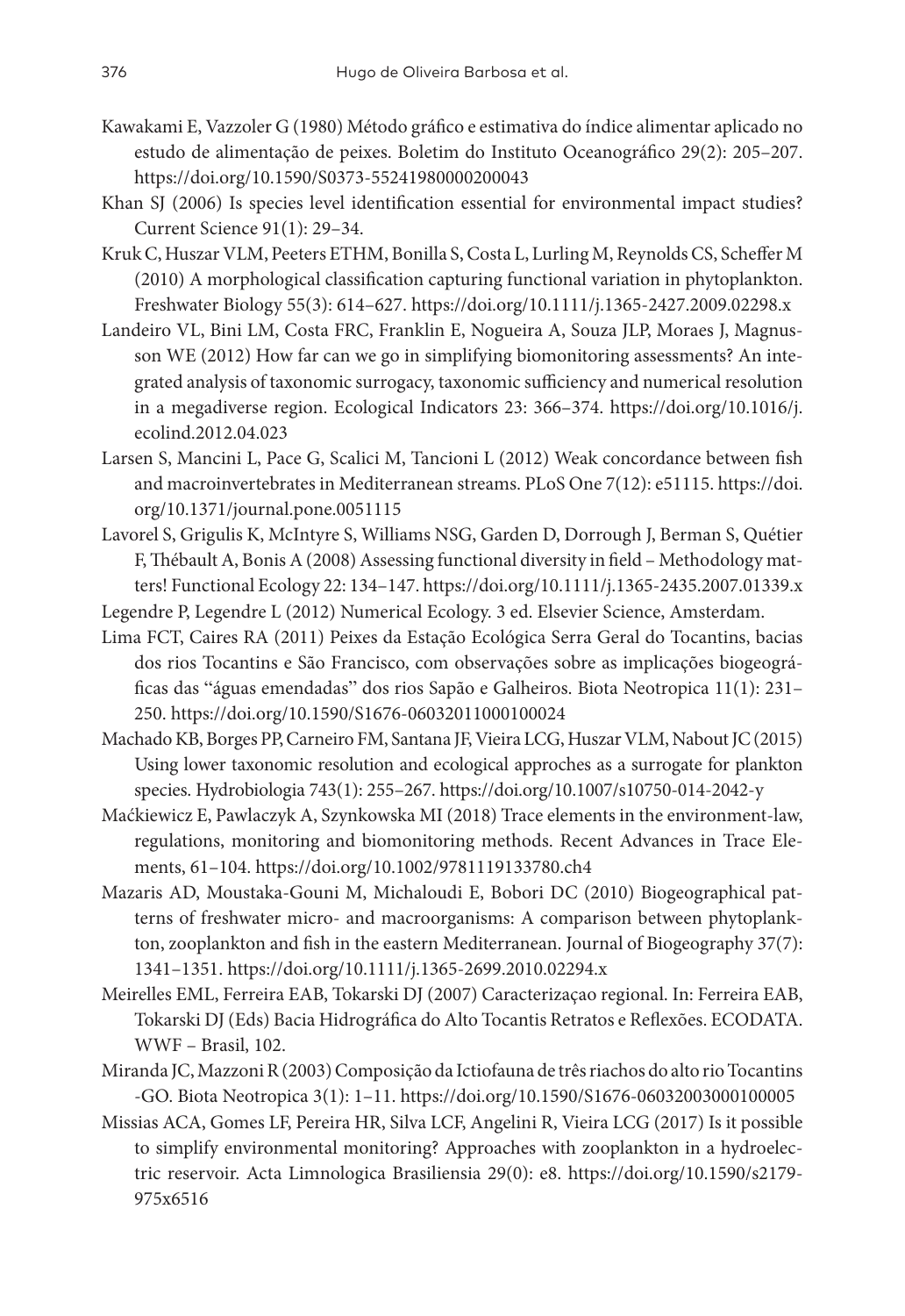Kawakami E, Vazzoler G (1980) Método gráfico e estimativa do índice alimentar aplicado no estudo de alimentação de peixes. Boletim do Instituto Oceanográfico 29(2): 205–207. https://doi.org/10.1590/S0373-55241980000200043

Khan SJ (2006) Is species level identification essential for environmental impact studies? Current Science 91(1): 29–34.

Kruk C, Huszar VLM, Peeters ETHM, Bonilla S, Costa L, Lurling M, Reynolds CS, Scheffer M (2010) A morphological classification capturing functional variation in phytoplankton. Freshwater Biology 55(3): 614–627. https://doi.org/10.1111/j.1365-2427.2009.02298.x

Landeiro VL, Bini LM, Costa FRC, Franklin E, Nogueira A, Souza JLP, Moraes J, Magnusson WE (2012) How far can we go in simplifying biomonitoring assessments? An integrated analysis of taxonomic surrogacy, taxonomic sufficiency and numerical resolution in a megadiverse region. Ecological Indicators 23: 366–374. https://doi.org/10.1016/j.ecolind.2012.04.023

Larsen S, Mancini L, Pace G, Scalici M, Tancioni L (2012) Weak concordance between fish and macroinvertebrates in Mediterranean streams. PLoS One 7(12): e51115. https://doi.org/10.1371/journal.pone.0051115

Lavorel S, Grigulis K, McIntyre S, Williams NSG, Garden D, Dorrough J, Berman S, Quétier F, Thébault A, Bonis A (2008) Assessing functional diversity in field – Methodology matters! Functional Ecology 22: 134–147. https://doi.org/10.1111/j.1365-2435.2007.01339.x

Legendre P, Legendre L (2012) Numerical Ecology. 3 ed. Elsevier Science, Amsterdam.

Lima FCT, Caires RA (2011) Peixes da Estação Ecológica Serra Geral do Tocantins, bacias dos rios Tocantins e São Francisco, com observações sobre as implicações biogeográficas das "águas emendadas" dos rios Sapão e Galheiros. Biota Neotropica 11(1): 231–250. https://doi.org/10.1590/S1676-06032011000100024

Machado KB, Borges PP, Carneiro FM, Santana JF, Vieira LCG, Huszar VLM, Nabout JC (2015) Using lower taxonomic resolution and ecological approches as a surrogate for plankton species. Hydrobiologia 743(1): 255–267. https://doi.org/10.1007/s10750-014-2042-y

Maćkiewicz E, Pawlaczyk A, Szynkowska MI (2018) Trace elements in the environment-law, regulations, monitoring and biomonitoring methods. Recent Advances in Trace Elements, 61–104. https://doi.org/10.1002/9781119133780.ch4

Mazaris AD, Moustaka-Gouni M, Michaloudi E, Bobori DC (2010) Biogeographical patterns of freshwater micro- and macroorganisms: A comparison between phytoplankton, zooplankton and fish in the eastern Mediterranean. Journal of Biogeography 37(7): 1341–1351. https://doi.org/10.1111/j.1365-2699.2010.02294.x

Meirelles EML, Ferreira EAB, Tokarski DJ (2007) Caracterizaçao regional. In: Ferreira EAB, Tokarski DJ (Eds) Bacia Hidrográfica do Alto Tocantis Retratos e Reflexões. ECODATA. WWF – Brasil, 102.

Miranda JC, Mazzoni R (2003) Composição da Ictiofauna de três riachos do alto rio Tocantins -GO. Biota Neotropica 3(1): 1–11. https://doi.org/10.1590/S1676-06032003000100005

Missias ACA, Gomes LF, Pereira HR, Silva LCF, Angelini R, Vieira LCG (2017) Is it possible to simplify environmental monitoring? Approaches with zooplankton in a hydroelectric reservoir. Acta Limnologica Brasiliensia 29(0): e8. https://doi.org/10.1590/s2179-975x6516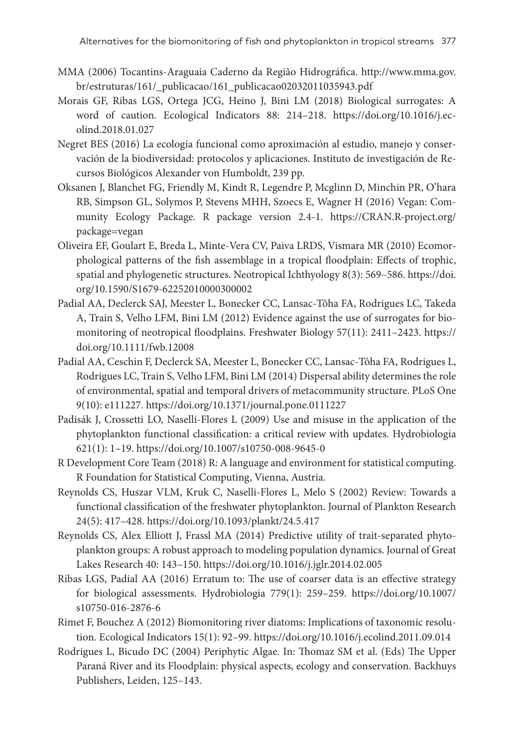MMA (2006) Tocantins-Araguaia Caderno da Região Hidrográfica. http://www.mma.gov.br/estruturas/161/_publicacao/161_publicacao02032011035943.pdf

Morais GF, Ribas LGS, Ortega JCG, Heino J, Bini LM (2018) Biological surrogates: A word of caution. Ecological Indicators 88: 214–218. https://doi.org/10.1016/j.ecolind.2018.01.027

Negret BES (2016) La ecología funcional como aproximación al estudio, manejo y conservación de la biodiversidad: protocolos y aplicaciones. Instituto de investigación de Recursos Biológicos Alexander von Humboldt, 239 pp.

Oksanen J, Blanchet FG, Friendly M, Kindt R, Legendre P, Mcglinn D, Minchin PR, O'hara RB, Simpson GL, Solymos P, Stevens MHH, Szoecs E, Wagner H (2016) Vegan: Community Ecology Package. R package version 2.4-1. https://CRAN.R-project.org/package=vegan

Oliveira EF, Goulart E, Breda L, Minte-Vera CV, Paiva LRDS, Vismara MR (2010) Ecomorphological patterns of the fish assemblage in a tropical floodplain: Effects of trophic, spatial and phylogenetic structures. Neotropical Ichthyology 8(3): 569–586. https://doi.org/10.1590/S1679-62252010000300002

Padial AA, Declerck SAJ, Meester L, Bonecker CC, Lansac-Tôha FA, Rodrigues LC, Takeda A, Train S, Velho LFM, Bini LM (2012) Evidence against the use of surrogates for biomonitoring of neotropical floodplains. Freshwater Biology 57(11): 2411–2423. https://doi.org/10.1111/fwb.12008

Padial AA, Ceschin F, Declerck SA, Meester L, Bonecker CC, Lansac-Tôha FA, Rodrigues L, Rodrigues LC, Train S, Velho LFM, Bini LM (2014) Dispersal ability determines the role of environmental, spatial and temporal drivers of metacommunity structure. PLoS One 9(10): e111227. https://doi.org/10.1371/journal.pone.0111227

Padisák J, Crossetti LO, Naselli-Flores L (2009) Use and misuse in the application of the phytoplankton functional classification: a critical review with updates. Hydrobiologia 621(1): 1–19. https://doi.org/10.1007/s10750-008-9645-0

R Development Core Team (2018) R: A language and environment for statistical computing. R Foundation for Statistical Computing, Vienna, Austria.

Reynolds CS, Huszar VLM, Kruk C, Naselli-Flores L, Melo S (2002) Review: Towards a functional classification of the freshwater phytoplankton. Journal of Plankton Research 24(5): 417–428. https://doi.org/10.1093/plankt/24.5.417

Reynolds CS, Alex Elliott J, Frassl MA (2014) Predictive utility of trait-separated phytoplankton groups: A robust approach to modeling population dynamics. Journal of Great Lakes Research 40: 143–150. https://doi.org/10.1016/j.jglr.2014.02.005

Ribas LGS, Padial AA (2016) Erratum to: The use of coarser data is an effective strategy for biological assessments. Hydrobiologia 779(1): 259–259. https://doi.org/10.1007/s10750-016-2876-6

Rimet F, Bouchez A (2012) Biomonitoring river diatoms: Implications of taxonomic resolution. Ecological Indicators 15(1): 92–99. https://doi.org/10.1016/j.ecolind.2011.09.014

Rodrigues L, Bicudo DC (2004) Periphytic Algae. In: Thomaz SM et al. (Eds) The Upper Paraná River and its Floodplain: physical aspects, ecology and conservation. Backhuys Publishers, Leiden, 125–143.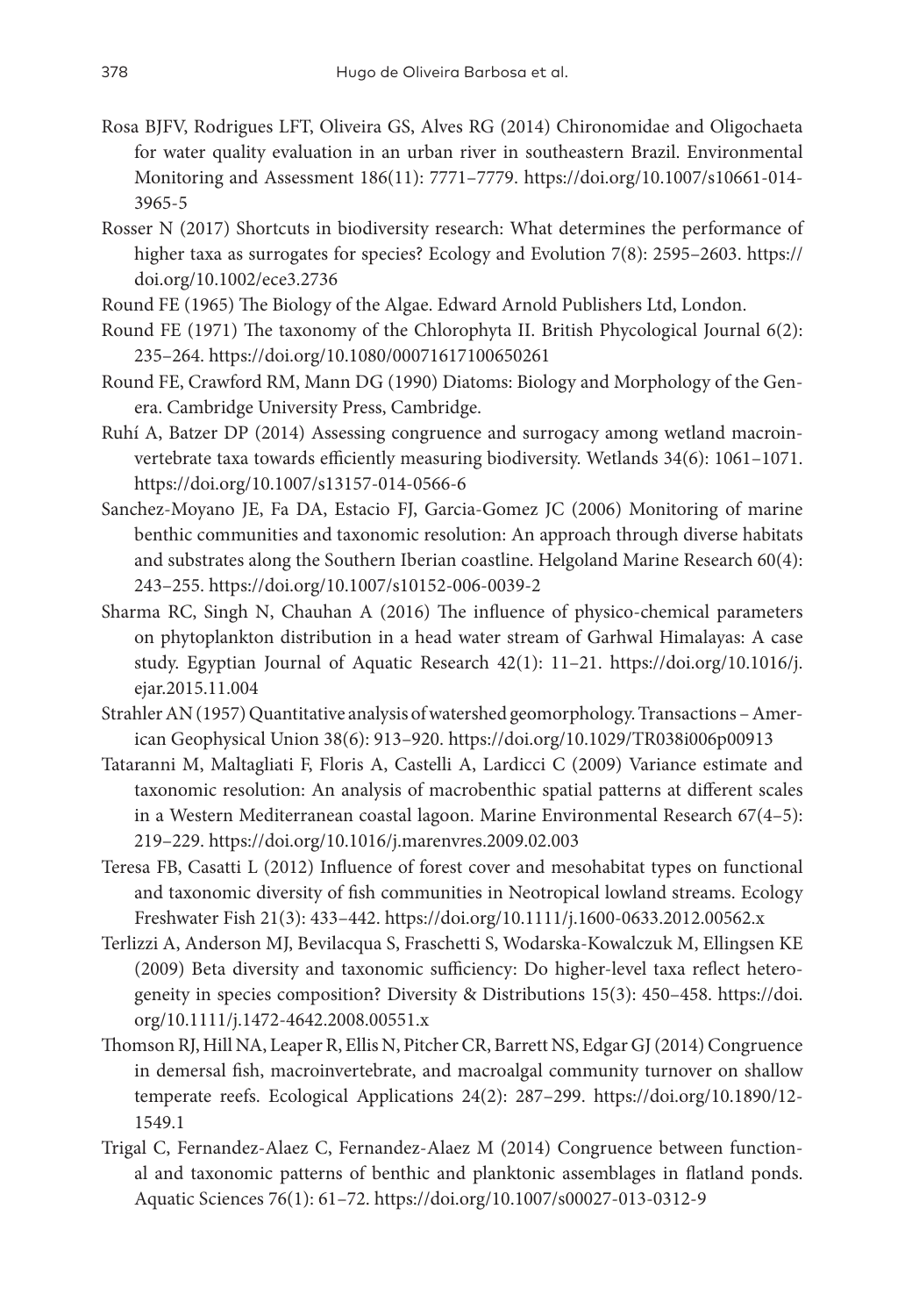Rosa BJFV, Rodrigues LFT, Oliveira GS, Alves RG (2014) Chironomidae and Oligochaeta for water quality evaluation in an urban river in southeastern Brazil. Environmental Monitoring and Assessment 186(11): 7771–7779. https://doi.org/10.1007/s10661-014-3965-5

Rosser N (2017) Shortcuts in biodiversity research: What determines the performance of higher taxa as surrogates for species? Ecology and Evolution 7(8): 2595–2603. https://doi.org/10.1002/ece3.2736

Round FE (1965) The Biology of the Algae. Edward Arnold Publishers Ltd, London.

Round FE (1971) The taxonomy of the Chlorophyta II. British Phycological Journal 6(2): 235–264. https://doi.org/10.1080/00071617100650261

Round FE, Crawford RM, Mann DG (1990) Diatoms: Biology and Morphology of the Genera. Cambridge University Press, Cambridge.

Ruhí A, Batzer DP (2014) Assessing congruence and surrogacy among wetland macroinvertebrate taxa towards efficiently measuring biodiversity. Wetlands 34(6): 1061–1071. https://doi.org/10.1007/s13157-014-0566-6

Sanchez-Moyano JE, Fa DA, Estacio FJ, Garcia-Gomez JC (2006) Monitoring of marine benthic communities and taxonomic resolution: An approach through diverse habitats and substrates along the Southern Iberian coastline. Helgoland Marine Research 60(4): 243–255. https://doi.org/10.1007/s10152-006-0039-2

Sharma RC, Singh N, Chauhan A (2016) The influence of physico-chemical parameters on phytoplankton distribution in a head water stream of Garhwal Himalayas: A case study. Egyptian Journal of Aquatic Research 42(1): 11–21. https://doi.org/10.1016/j.ejar.2015.11.004

Strahler AN (1957) Quantitative analysis of watershed geomorphology. Transactions – American Geophysical Union 38(6): 913–920. https://doi.org/10.1029/TR038i006p00913

Tataranni M, Maltagliati F, Floris A, Castelli A, Lardicci C (2009) Variance estimate and taxonomic resolution: An analysis of macrobenthic spatial patterns at different scales in a Western Mediterranean coastal lagoon. Marine Environmental Research 67(4–5): 219–229. https://doi.org/10.1016/j.marenvres.2009.02.003

Teresa FB, Casatti L (2012) Influence of forest cover and mesohabitat types on functional and taxonomic diversity of fish communities in Neotropical lowland streams. Ecology Freshwater Fish 21(3): 433–442. https://doi.org/10.1111/j.1600-0633.2012.00562.x

Terlizzi A, Anderson MJ, Bevilacqua S, Fraschetti S, Wodarska-Kowalczuk M, Ellingsen KE (2009) Beta diversity and taxonomic sufficiency: Do higher-level taxa reflect heterogeneity in species composition? Diversity & Distributions 15(3): 450–458. https://doi.org/10.1111/j.1472-4642.2008.00551.x

Thomson RJ, Hill NA, Leaper R, Ellis N, Pitcher CR, Barrett NS, Edgar GJ (2014) Congruence in demersal fish, macroinvertebrate, and macroalgal community turnover on shallow temperate reefs. Ecological Applications 24(2): 287–299. https://doi.org/10.1890/12-1549.1

Trigal C, Fernandez-Alaez C, Fernandez-Alaez M (2014) Congruence between functional and taxonomic patterns of benthic and planktonic assemblages in flatland ponds. Aquatic Sciences 76(1): 61–72. https://doi.org/10.1007/s00027-013-0312-9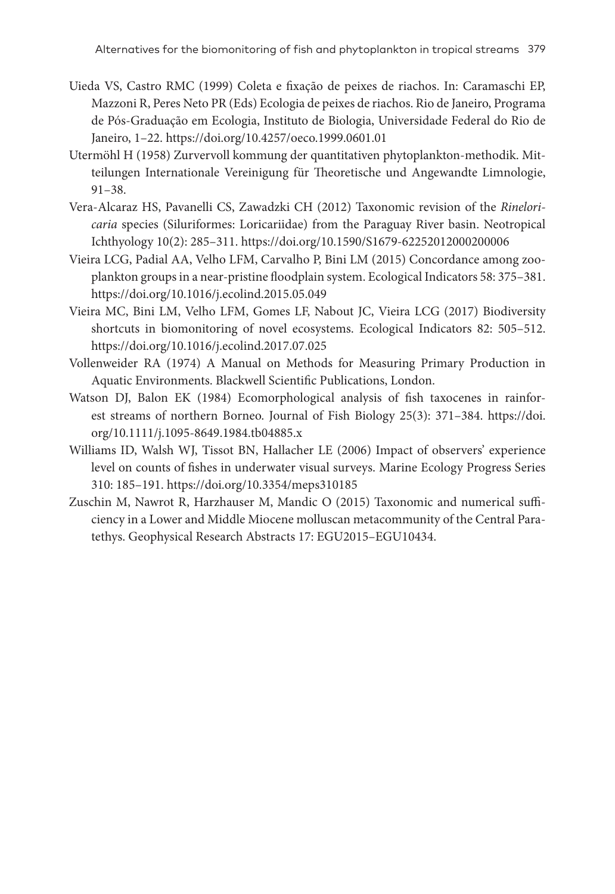Uieda VS, Castro RMC (1999) Coleta e fixação de peixes de riachos. In: Caramaschi EP, Mazzoni R, Peres Neto PR (Eds) Ecologia de peixes de riachos. Rio de Janeiro, Programa de Pós-Graduação em Ecologia, Instituto de Biologia, Universidade Federal do Rio de Janeiro, 1–22. https://doi.org/10.4257/oeco.1999.0601.01

Utermöhl H (1958) Zurvervoll kommung der quantitativen phytoplankton-methodik. Mitteilungen Internationale Vereinigung für Theoretische und Angewandte Limnologie, 91–38.

Vera-Alcaraz HS, Pavanelli CS, Zawadzki CH (2012) Taxonomic revision of the *Rineloricaria* species (Siluriformes: Loricariidae) from the Paraguay River basin. Neotropical Ichthyology 10(2): 285–311. https://doi.org/10.1590/S1679-62252012000200006

Vieira LCG, Padial AA, Velho LFM, Carvalho P, Bini LM (2015) Concordance among zooplankton groups in a near-pristine floodplain system. Ecological Indicators 58: 375–381. https://doi.org/10.1016/j.ecolind.2015.05.049

Vieira MC, Bini LM, Velho LFM, Gomes LF, Nabout JC, Vieira LCG (2017) Biodiversity shortcuts in biomonitoring of novel ecosystems. Ecological Indicators 82: 505–512. https://doi.org/10.1016/j.ecolind.2017.07.025

Vollenweider RA (1974) A Manual on Methods for Measuring Primary Production in Aquatic Environments. Blackwell Scientific Publications, London.

Watson DJ, Balon EK (1984) Ecomorphological analysis of fish taxocenes in rainforest streams of northern Borneo. Journal of Fish Biology 25(3): 371–384. https://doi.org/10.1111/j.1095-8649.1984.tb04885.x

Williams ID, Walsh WJ, Tissot BN, Hallacher LE (2006) Impact of observers' experience level on counts of fishes in underwater visual surveys. Marine Ecology Progress Series 310: 185–191. https://doi.org/10.3354/meps310185

Zuschin M, Nawrot R, Harzhauser M, Mandic O (2015) Taxonomic and numerical sufficiency in a Lower and Middle Miocene molluscan metacommunity of the Central Paratethys. Geophysical Research Abstracts 17: EGU2015–EGU10434.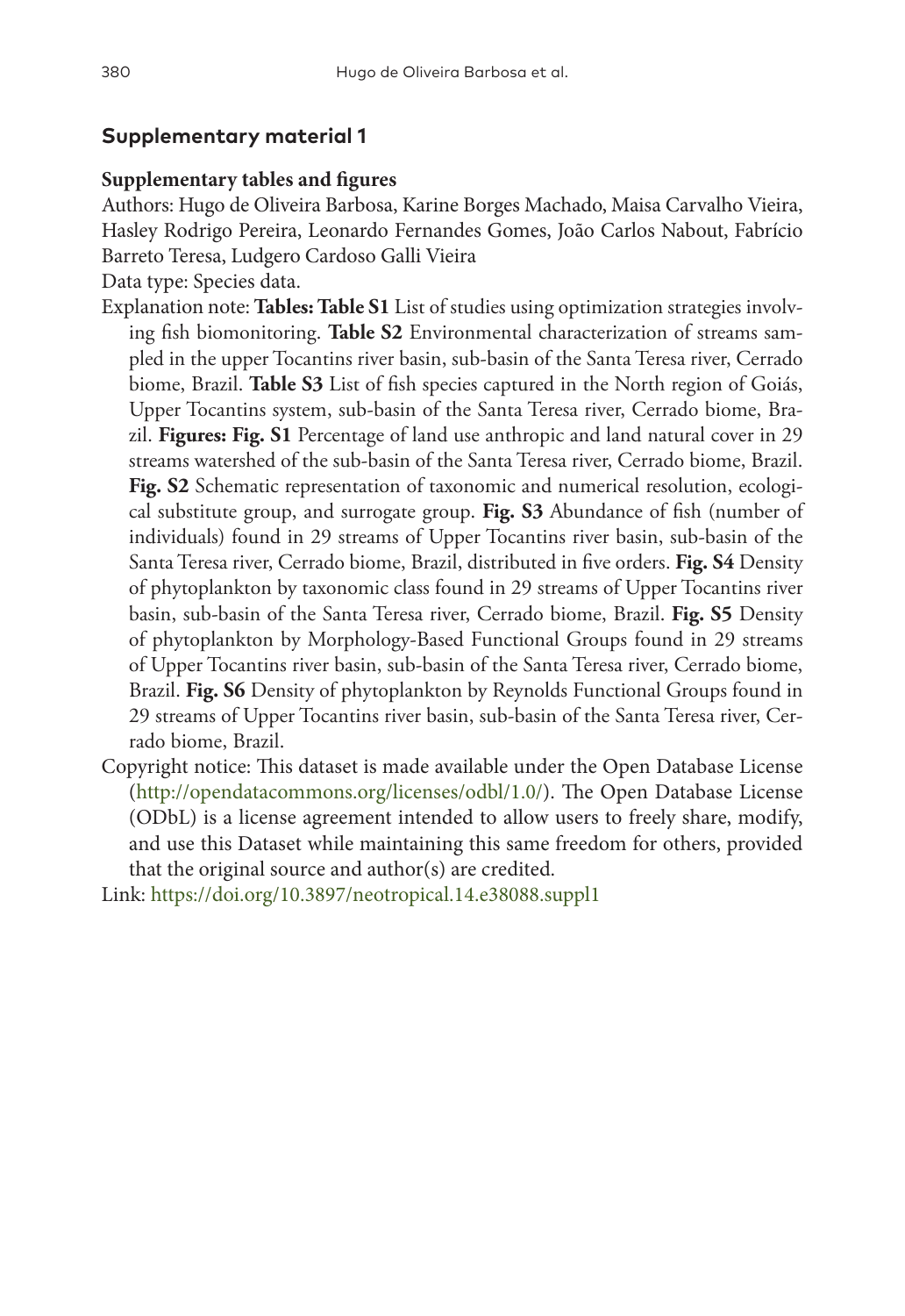## Supplementary material 1

**Supplementary tables and figures**

Authors: Hugo de Oliveira Barbosa, Karine Borges Machado, Maisa Carvalho Vieira, Hasley Rodrigo Pereira, Leonardo Fernandes Gomes, João Carlos Nabout, Fabrício Barreto Teresa, Ludgero Cardoso Galli Vieira

Data type: Species data.

Explanation note: **Tables: Table S1** List of studies using optimization strategies involving fish biomonitoring. **Table S2** Environmental characterization of streams sampled in the upper Tocantins river basin, sub-basin of the Santa Teresa river, Cerrado biome, Brazil. **Table S3** List of fish species captured in the North region of Goiás, Upper Tocantins system, sub-basin of the Santa Teresa river, Cerrado biome, Brazil. **Figures: Fig. S1** Percentage of land use anthropic and land natural cover in 29 streams watershed of the sub-basin of the Santa Teresa river, Cerrado biome, Brazil. **Fig. S2** Schematic representation of taxonomic and numerical resolution, ecological substitute group, and surrogate group. **Fig. S3** Abundance of fish (number of individuals) found in 29 streams of Upper Tocantins river basin, sub-basin of the Santa Teresa river, Cerrado biome, Brazil, distributed in five orders. **Fig. S4** Density of phytoplankton by taxonomic class found in 29 streams of Upper Tocantins river basin, sub-basin of the Santa Teresa river, Cerrado biome, Brazil. **Fig. S5** Density of phytoplankton by Morphology-Based Functional Groups found in 29 streams of Upper Tocantins river basin, sub-basin of the Santa Teresa river, Cerrado biome, Brazil. **Fig. S6** Density of phytoplankton by Reynolds Functional Groups found in 29 streams of Upper Tocantins river basin, sub-basin of the Santa Teresa river, Cerrado biome, Brazil.

Copyright notice: This dataset is made available under the Open Database License (http://opendatacommons.org/licenses/odbl/1.0/). The Open Database License (ODbL) is a license agreement intended to allow users to freely share, modify, and use this Dataset while maintaining this same freedom for others, provided that the original source and author(s) are credited.

Link: https://doi.org/10.3897/neotropical.14.e38088.suppl1